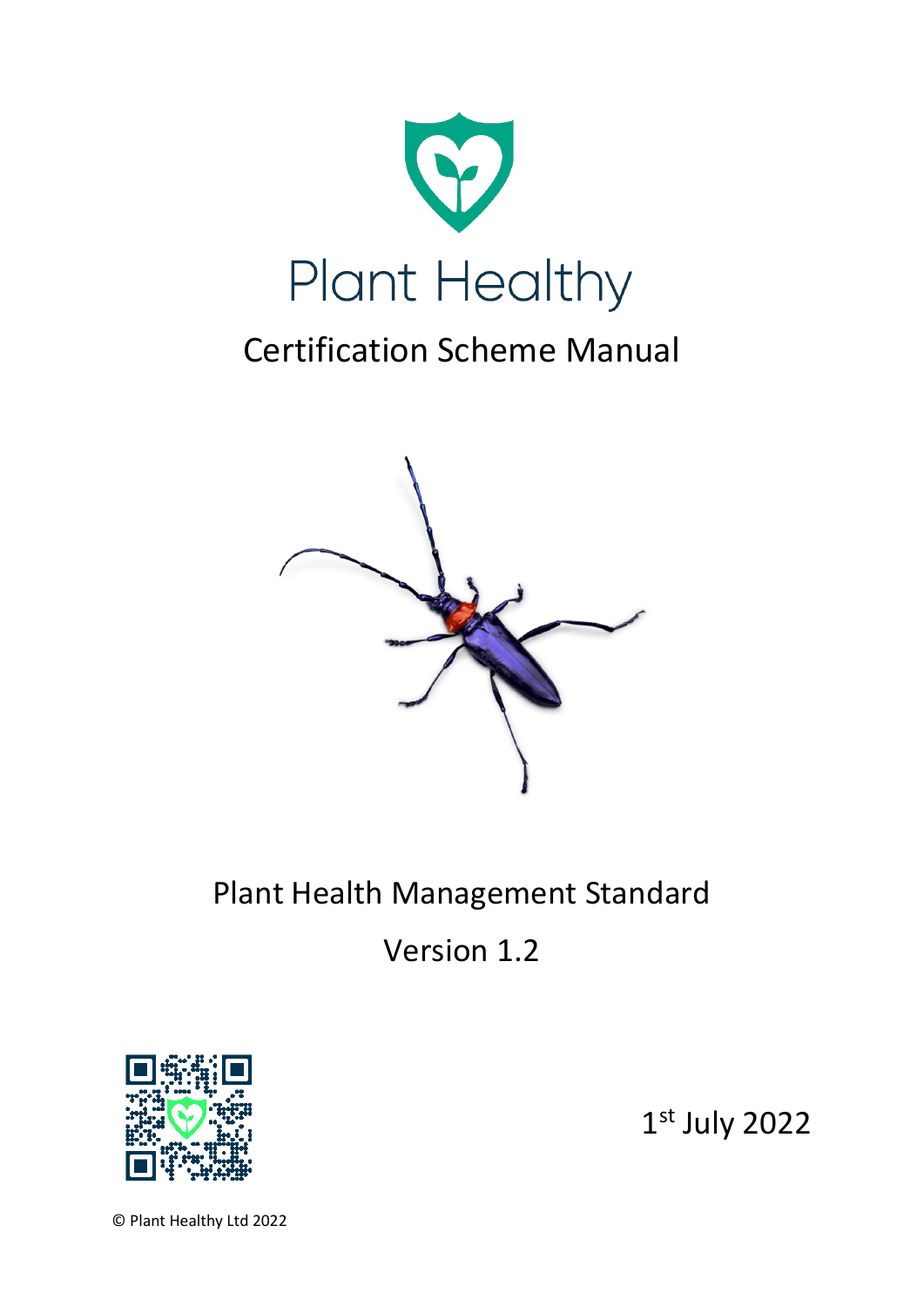# Plant Healthy

## Certification Scheme Manual

Plant Health Management Standard

Version 1.2

1st July 2022

© Plant Healthy Ltd 2022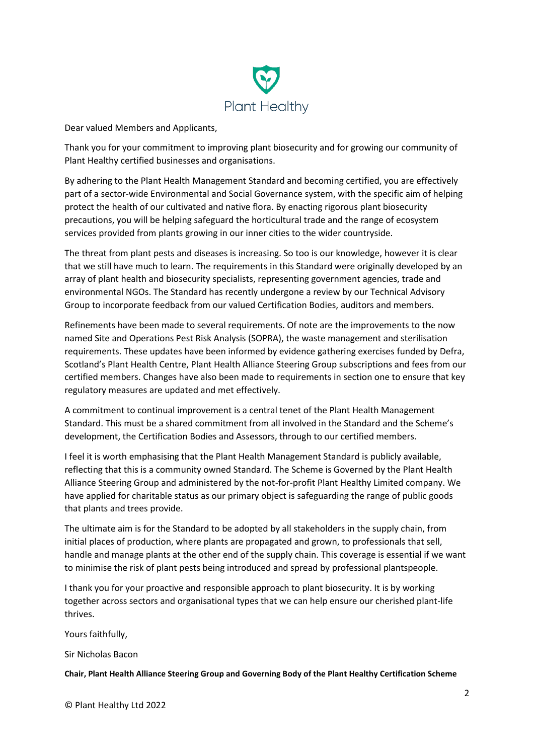Plant Healthy

Dear valued Members and Applicants,

Thank you for your commitment to improving plant biosecurity and for growing our community of Plant Healthy certified businesses and organisations.

By adhering to the Plant Health Management Standard and becoming certified, you are effectively part of a sector-wide Environmental and Social Governance system, with the specific aim of helping protect the health of our cultivated and native flora. By enacting rigorous plant biosecurity precautions, you will be helping safeguard the horticultural trade and the range of ecosystem services provided from plants growing in our inner cities to the wider countryside.

The threat from plant pests and diseases is increasing. So too is our knowledge, however it is clear that we still have much to learn. The requirements in this Standard were originally developed by an array of plant health and biosecurity specialists, representing government agencies, trade and environmental NGOs. The Standard has recently undergone a review by our Technical Advisory Group to incorporate feedback from our valued Certification Bodies, auditors and members.

Refinements have been made to several requirements. Of note are the improvements to the now named Site and Operations Pest Risk Analysis (SOPRA), the waste management and sterilisation requirements. These updates have been informed by evidence gathering exercises funded by Defra, Scotland's Plant Health Centre, Plant Health Alliance Steering Group subscriptions and fees from our certified members. Changes have also been made to requirements in section one to ensure that key regulatory measures are updated and met effectively.

A commitment to continual improvement is a central tenet of the Plant Health Management Standard. This must be a shared commitment from all involved in the Standard and the Scheme's development, the Certification Bodies and Assessors, through to our certified members.

I feel it is worth emphasising that the Plant Health Management Standard is publicly available, reflecting that this is a community owned Standard. The Scheme is Governed by the Plant Health Alliance Steering Group and administered by the not-for-profit Plant Healthy Limited company. We have applied for charitable status as our primary object is safeguarding the range of public goods that plants and trees provide.

The ultimate aim is for the Standard to be adopted by all stakeholders in the supply chain, from initial places of production, where plants are propagated and grown, to professionals that sell, handle and manage plants at the other end of the supply chain. This coverage is essential if we want to minimise the risk of plant pests being introduced and spread by professional plantspeople.

I thank you for your proactive and responsible approach to plant biosecurity. It is by working together across sectors and organisational types that we can help ensure our cherished plant-life thrives.

Yours faithfully,

Sir Nicholas Bacon

**Chair, Plant Health Alliance Steering Group and Governing Body of the Plant Healthy Certification Scheme**

© Plant Healthy Ltd 2022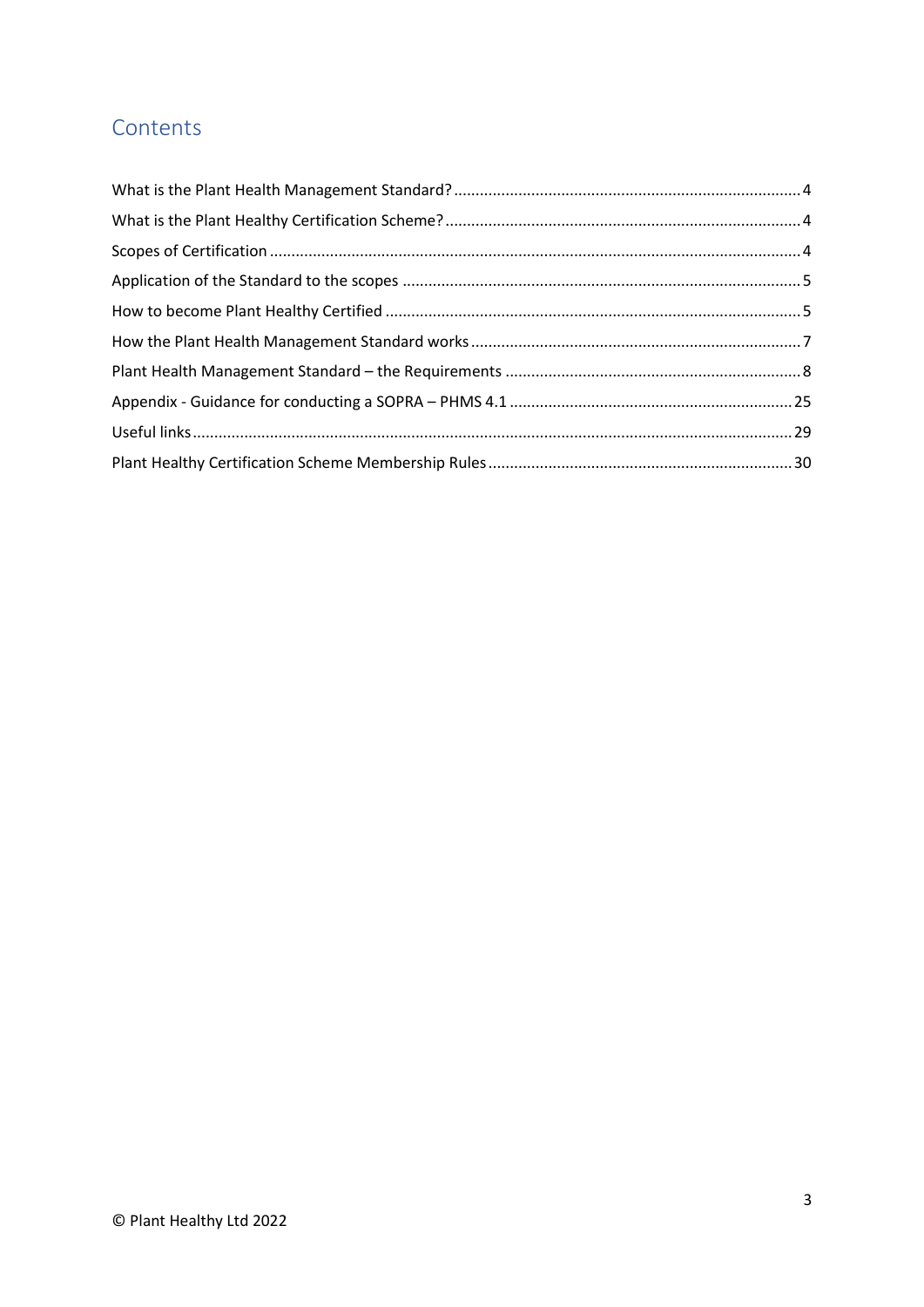# Contents

What is the Plant Health Management Standard? .... 4

What is the Plant Healthy Certification Scheme? .... 4

Scopes of Certification .... 4

Application of the Standard to the scopes .... 5

How to become Plant Healthy Certified .... 5

How the Plant Health Management Standard works .... 7

Plant Health Management Standard – the Requirements .... 8

Appendix - Guidance for conducting a SOPRA – PHMS 4.1 .... 25

Useful links .... 29

Plant Healthy Certification Scheme Membership Rules .... 30

© Plant Healthy Ltd 2022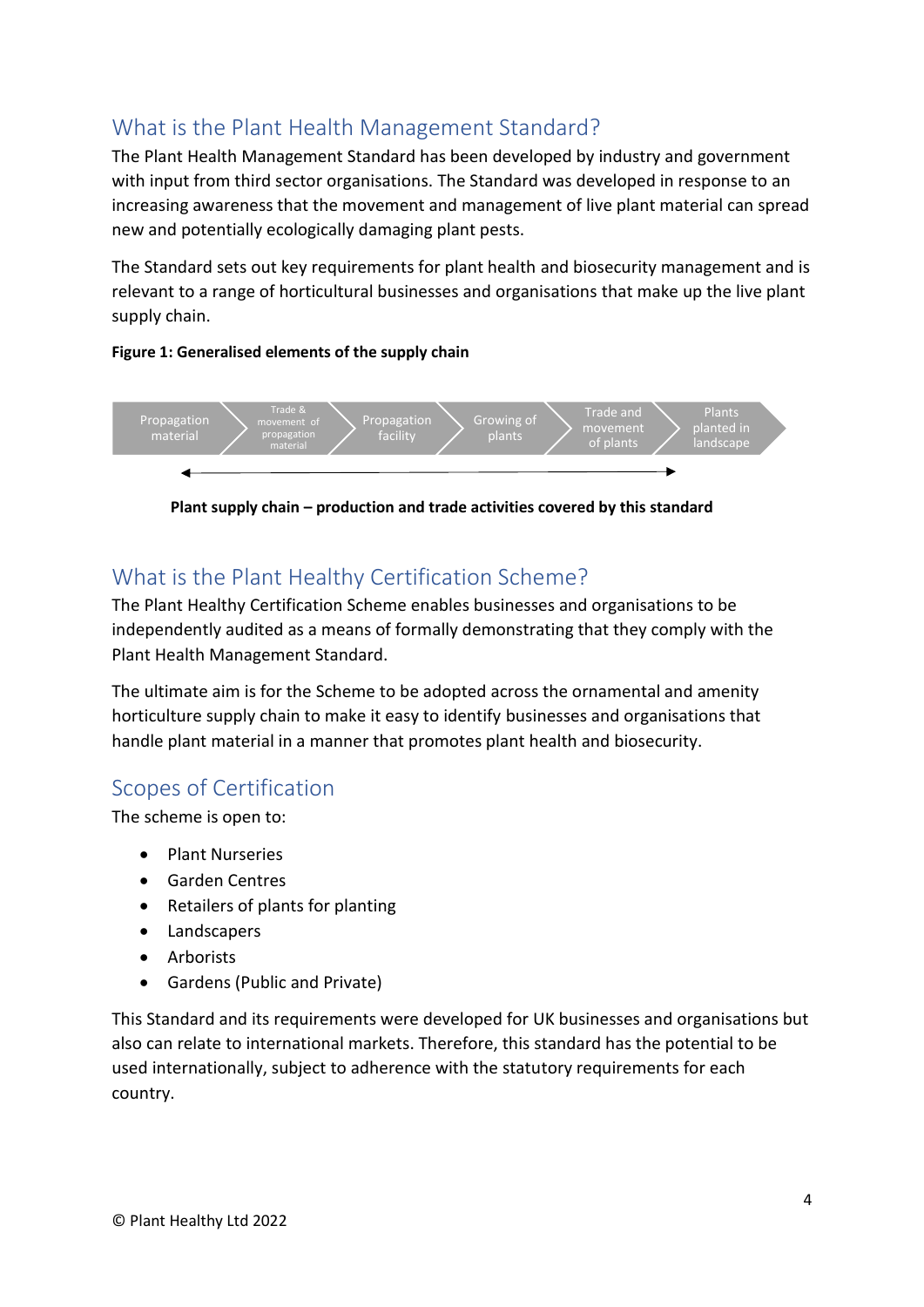## What is the Plant Health Management Standard?

The Plant Health Management Standard has been developed by industry and government with input from third sector organisations. The Standard was developed in response to an increasing awareness that the movement and management of live plant material can spread new and potentially ecologically damaging plant pests.

The Standard sets out key requirements for plant health and biosecurity management and is relevant to a range of horticultural businesses and organisations that make up the live plant supply chain.

**Figure 1: Generalised elements of the supply chain**

Propagation material → Trade & movement of propagation material → Propagation facility → Growing of plants → Trade and movement of plants → Plants planted in landscape

**Plant supply chain – production and trade activities covered by this standard**

## What is the Plant Healthy Certification Scheme?

The Plant Healthy Certification Scheme enables businesses and organisations to be independently audited as a means of formally demonstrating that they comply with the Plant Health Management Standard.

The ultimate aim is for the Scheme to be adopted across the ornamental and amenity horticulture supply chain to make it easy to identify businesses and organisations that handle plant material in a manner that promotes plant health and biosecurity.

## Scopes of Certification

The scheme is open to:

- Plant Nurseries
- Garden Centres
- Retailers of plants for planting
- Landscapers
- Arborists
- Gardens (Public and Private)

This Standard and its requirements were developed for UK businesses and organisations but also can relate to international markets. Therefore, this standard has the potential to be used internationally, subject to adherence with the statutory requirements for each country.

© Plant Healthy Ltd 2022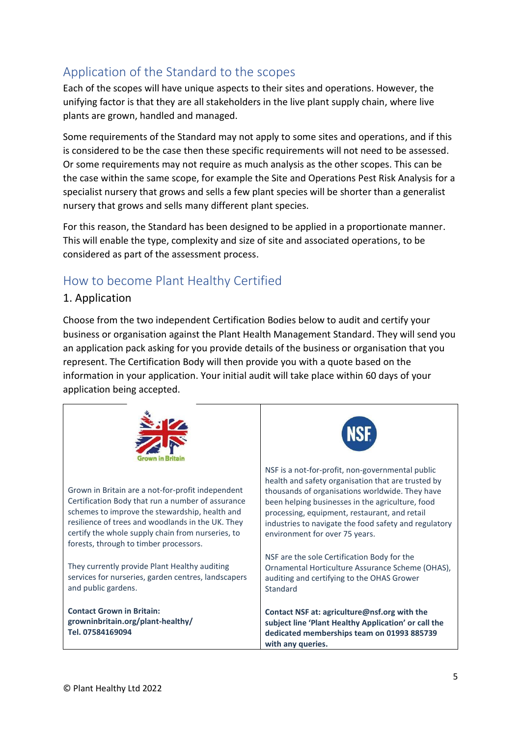## Application of the Standard to the scopes

Each of the scopes will have unique aspects to their sites and operations. However, the unifying factor is that they are all stakeholders in the live plant supply chain, where live plants are grown, handled and managed.

Some requirements of the Standard may not apply to some sites and operations, and if this is considered to be the case then these specific requirements will not need to be assessed. Or some requirements may not require as much analysis as the other scopes. This can be the case within the same scope, for example the Site and Operations Pest Risk Analysis for a specialist nursery that grows and sells a few plant species will be shorter than a generalist nursery that grows and sells many different plant species.

For this reason, the Standard has been designed to be applied in a proportionate manner. This will enable the type, complexity and size of site and associated operations, to be considered as part of the assessment process.

## How to become Plant Healthy Certified

### 1. Application

Choose from the two independent Certification Bodies below to audit and certify your business or organisation against the Plant Health Management Standard. They will send you an application pack asking for you provide details of the business or organisation that you represent. The Certification Body will then provide you with a quote based on the information in your application. Your initial audit will take place within 60 days of your application being accepted.

| Grown in Britain | NSF |
|---|---|
| Grown in Britain are a not-for-profit independent Certification Body that run a number of assurance schemes to improve the stewardship, health and resilience of trees and woodlands in the UK. They certify the whole supply chain from nurseries, to forests, through to timber processors.<br><br>They currently provide Plant Healthy auditing services for nurseries, garden centres, landscapers and public gardens.<br><br>**Contact Grown in Britain:**<br>**growninbritain.org/plant-healthy/**<br>**Tel. 07584169094** | NSF is a not-for-profit, non-governmental public health and safety organisation that are trusted by thousands of organisations worldwide. They have been helping businesses in the agriculture, food processing, equipment, restaurant, and retail industries to navigate the food safety and regulatory environment for over 75 years.<br><br>NSF are the sole Certification Body for the Ornamental Horticulture Assurance Scheme (OHAS), auditing and certifying to the OHAS Grower Standard<br><br>**Contact NSF at: agriculture@nsf.org with the subject line 'Plant Healthy Application' or call the dedicated memberships team on 01993 885739 with any queries.** |

© Plant Healthy Ltd 2022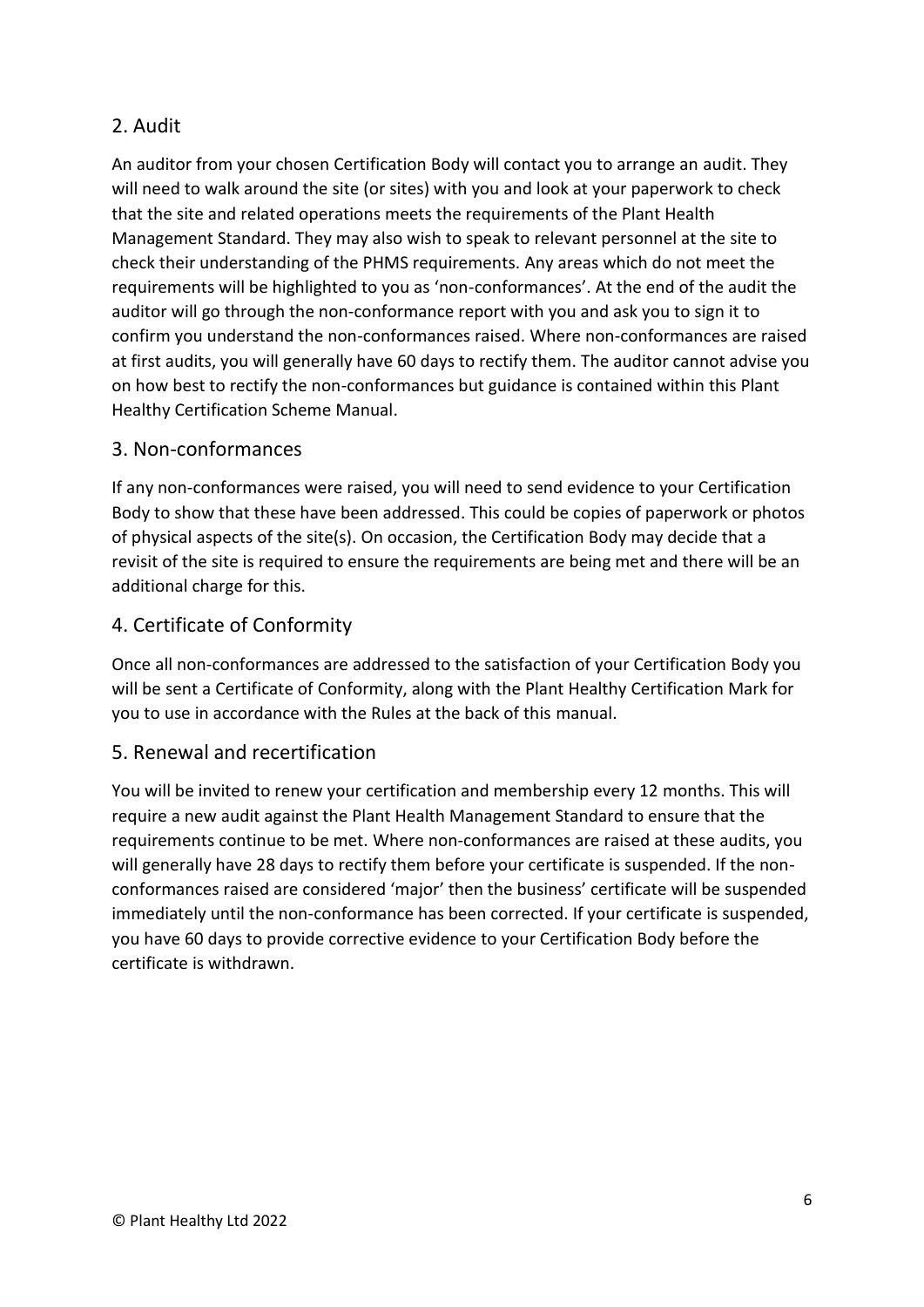## 2. Audit

An auditor from your chosen Certification Body will contact you to arrange an audit. They will need to walk around the site (or sites) with you and look at your paperwork to check that the site and related operations meets the requirements of the Plant Health Management Standard. They may also wish to speak to relevant personnel at the site to check their understanding of the PHMS requirements. Any areas which do not meet the requirements will be highlighted to you as 'non-conformances'. At the end of the audit the auditor will go through the non-conformance report with you and ask you to sign it to confirm you understand the non-conformances raised. Where non-conformances are raised at first audits, you will generally have 60 days to rectify them. The auditor cannot advise you on how best to rectify the non-conformances but guidance is contained within this Plant Healthy Certification Scheme Manual.

## 3. Non-conformances

If any non-conformances were raised, you will need to send evidence to your Certification Body to show that these have been addressed. This could be copies of paperwork or photos of physical aspects of the site(s). On occasion, the Certification Body may decide that a revisit of the site is required to ensure the requirements are being met and there will be an additional charge for this.

## 4. Certificate of Conformity

Once all non-conformances are addressed to the satisfaction of your Certification Body you will be sent a Certificate of Conformity, along with the Plant Healthy Certification Mark for you to use in accordance with the Rules at the back of this manual.

## 5. Renewal and recertification

You will be invited to renew your certification and membership every 12 months. This will require a new audit against the Plant Health Management Standard to ensure that the requirements continue to be met. Where non-conformances are raised at these audits, you will generally have 28 days to rectify them before your certificate is suspended. If the non-conformances raised are considered 'major' then the business' certificate will be suspended immediately until the non-conformance has been corrected. If your certificate is suspended, you have 60 days to provide corrective evidence to your Certification Body before the certificate is withdrawn.

© Plant Healthy Ltd 2022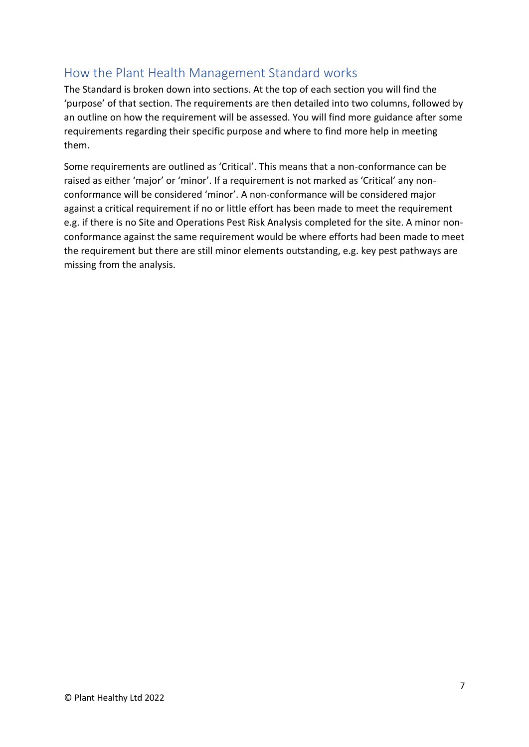## How the Plant Health Management Standard works

The Standard is broken down into sections. At the top of each section you will find the 'purpose' of that section. The requirements are then detailed into two columns, followed by an outline on how the requirement will be assessed. You will find more guidance after some requirements regarding their specific purpose and where to find more help in meeting them.

Some requirements are outlined as 'Critical'. This means that a non-conformance can be raised as either 'major' or 'minor'. If a requirement is not marked as 'Critical' any non-conformance will be considered 'minor'. A non-conformance will be considered major against a critical requirement if no or little effort has been made to meet the requirement e.g. if there is no Site and Operations Pest Risk Analysis completed for the site. A minor non-conformance against the same requirement would be where efforts had been made to meet the requirement but there are still minor elements outstanding, e.g. key pest pathways are missing from the analysis.

© Plant Healthy Ltd 2022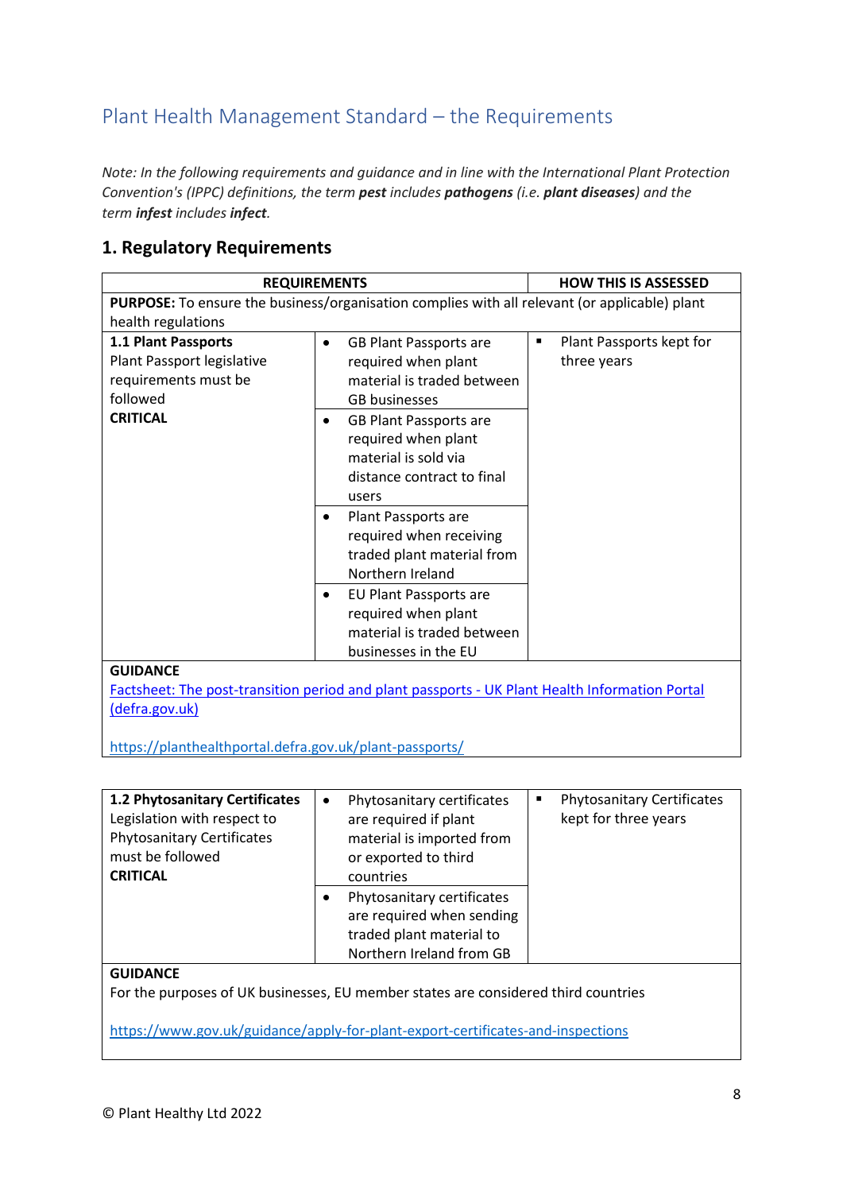## Plant Health Management Standard – the Requirements

*Note: In the following requirements and guidance and in line with the International Plant Protection Convention's (IPPC) definitions, the term **pest** includes **pathogens** (i.e. **plant diseases**) and the term **infest** includes **infect**.*

### 1. Regulatory Requirements

| REQUIREMENTS | | HOW THIS IS ASSESSED |
|---|---|---|
| **PURPOSE:** To ensure the business/organisation complies with all relevant (or applicable) plant health regulations | | |
| **1.1 Plant Passports**<br>Plant Passport legislative requirements must be followed<br>**CRITICAL** | • GB Plant Passports are required when plant material is traded between GB businesses<br>• GB Plant Passports are required when plant material is sold via distance contract to final users<br>• Plant Passports are required when receiving traded plant material from Northern Ireland<br>• EU Plant Passports are required when plant material is traded between businesses in the EU | ▪ Plant Passports kept for three years |
| **GUIDANCE**<br>[Factsheet: The post-transition period and plant passports - UK Plant Health Information Portal (defra.gov.uk)](https://planthealthportal.defra.gov.uk/plant-passports/)<br><br>https://planthealthportal.defra.gov.uk/plant-passports/ | | |

| **1.2 Phytosanitary Certificates**<br>Legislation with respect to Phytosanitary Certificates must be followed<br>**CRITICAL** | • Phytosanitary certificates are required if plant material is imported from or exported to third countries<br>• Phytosanitary certificates are required when sending traded plant material to Northern Ireland from GB | ▪ Phytosanitary Certificates kept for three years |
|---|---|---|
| **GUIDANCE**<br>For the purposes of UK businesses, EU member states are considered third countries<br><br>https://www.gov.uk/guidance/apply-for-plant-export-certificates-and-inspections | | |

© Plant Healthy Ltd 2022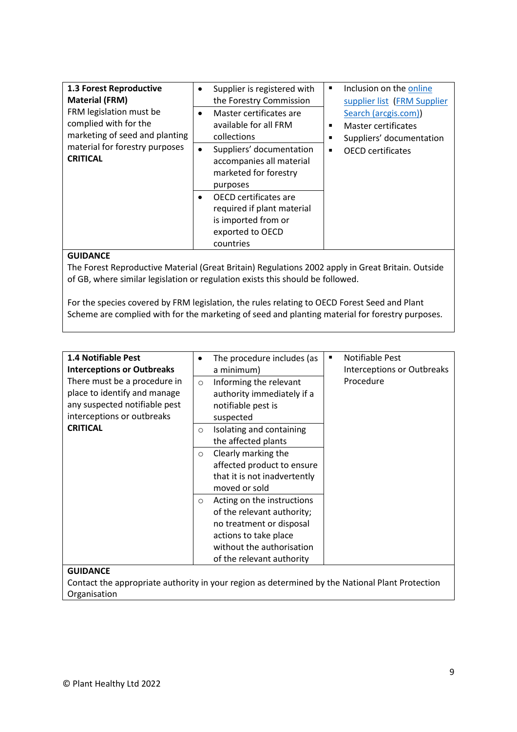| **1.3 Forest Reproductive Material (FRM)** FRM legislation must be complied with for the marketing of seed and planting material for forestry purposes **CRITICAL** | • Supplier is registered with the Forestry Commission | ▪ Inclusion on the online supplier list (FRM Supplier Search (arcgis.com))<br>▪ Master certificates<br>▪ Suppliers' documentation<br>▪ OECD certificates |
|---|---|---|
| | • Master certificates are available for all FRM collections | |
| | • Suppliers' documentation accompanies all material marketed for forestry purposes | |
| | • OECD certificates are required if plant material is imported from or exported to OECD countries | |

**GUIDANCE**

The Forest Reproductive Material (Great Britain) Regulations 2002 apply in Great Britain. Outside of GB, where similar legislation or regulation exists this should be followed.

For the species covered by FRM legislation, the rules relating to OECD Forest Seed and Plant Scheme are complied with for the marketing of seed and planting material for forestry purposes.

| **1.4 Notifiable Pest Interceptions or Outbreaks** There must be a procedure in place to identify and manage any suspected notifiable pest interceptions or outbreaks **CRITICAL** | • The procedure includes (as a minimum) | ▪ Notifiable Pest Interceptions or Outbreaks Procedure |
|---|---|---|
| | ○ Informing the relevant authority immediately if a notifiable pest is suspected | |
| | ○ Isolating and containing the affected plants | |
| | ○ Clearly marking the affected product to ensure that it is not inadvertently moved or sold | |
| | ○ Acting on the instructions of the relevant authority; no treatment or disposal actions to take place without the authorisation of the relevant authority | |

**GUIDANCE**

Contact the appropriate authority in your region as determined by the National Plant Protection Organisation

© Plant Healthy Ltd 2022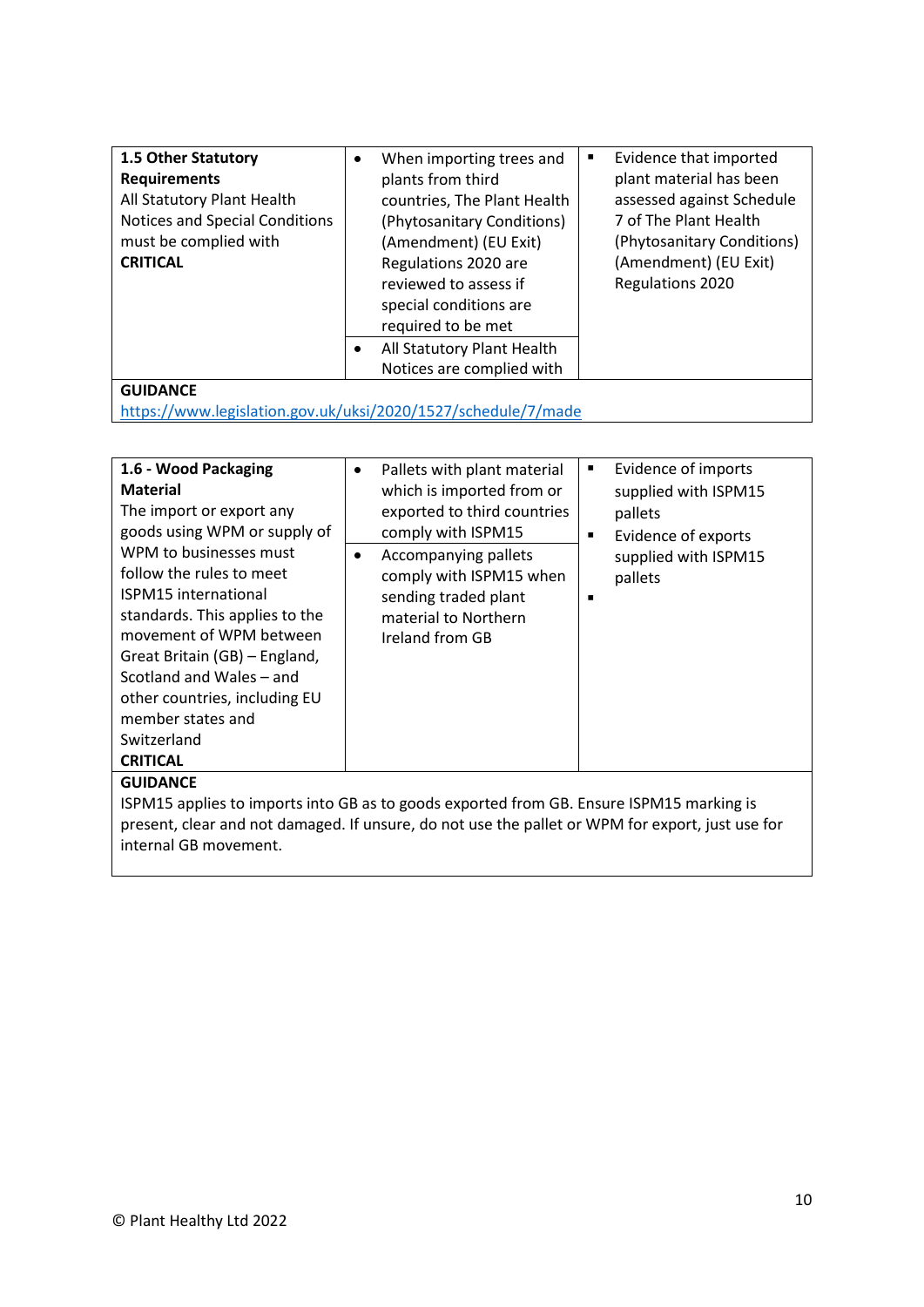| **1.5 Other Statutory Requirements** All Statutory Plant Health Notices and Special Conditions must be complied with **CRITICAL** | • When importing trees and plants from third countries, The Plant Health (Phytosanitary Conditions) (Amendment) (EU Exit) Regulations 2020 are reviewed to assess if special conditions are required to be met<br>• All Statutory Plant Health Notices are complied with | ▪ Evidence that imported plant material has been assessed against Schedule 7 of The Plant Health (Phytosanitary Conditions) (Amendment) (EU Exit) Regulations 2020 |
|---|---|---|
| **GUIDANCE** https://www.legislation.gov.uk/uksi/2020/1527/schedule/7/made | | |

| **1.6 - Wood Packaging Material** The import or export any goods using WPM or supply of WPM to businesses must follow the rules to meet ISPM15 international standards. This applies to the movement of WPM between Great Britain (GB) – England, Scotland and Wales – and other countries, including EU member states and Switzerland **CRITICAL** | • Pallets with plant material which is imported from or exported to third countries comply with ISPM15<br>• Accompanying pallets comply with ISPM15 when sending traded plant material to Northern Ireland from GB | ▪ Evidence of imports supplied with ISPM15 pallets<br>▪ Evidence of exports supplied with ISPM15 pallets<br>▪ |
|---|---|---|
| **GUIDANCE** ISPM15 applies to imports into GB as to goods exported from GB. Ensure ISPM15 marking is present, clear and not damaged. If unsure, do not use the pallet or WPM for export, just use for internal GB movement. | | |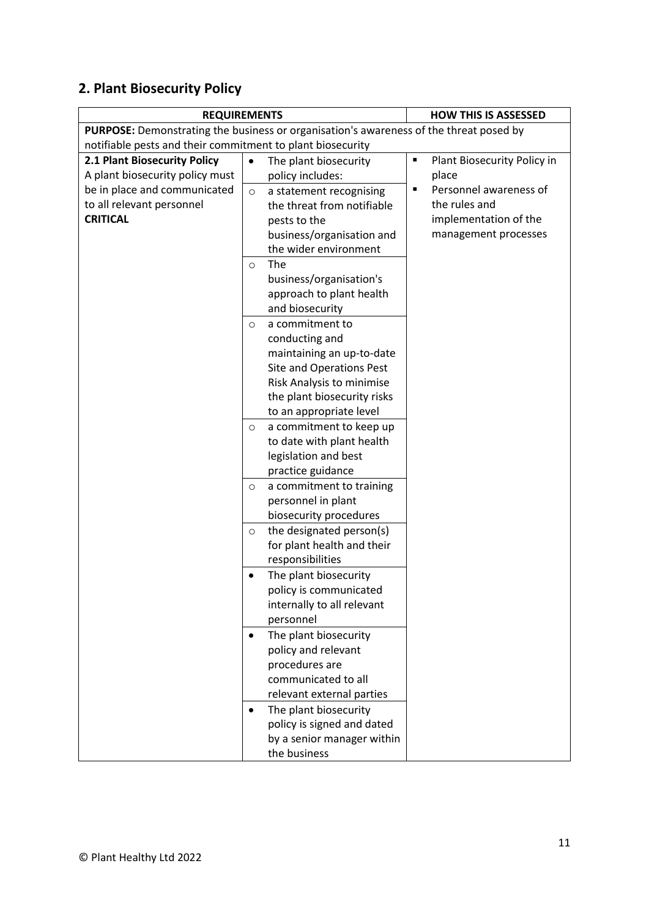## 2. Plant Biosecurity Policy

| REQUIREMENTS | | HOW THIS IS ASSESSED |
|---|---|---|
| **PURPOSE:** Demonstrating the business or organisation's awareness of the threat posed by notifiable pests and their commitment to plant biosecurity | | |
| **2.1 Plant Biosecurity Policy**<br>A plant biosecurity policy must be in place and communicated to all relevant personnel<br>**CRITICAL** | • The plant biosecurity policy includes:<br>○ a statement recognising the threat from notifiable pests to the business/organisation and the wider environment<br>○ The business/organisation's approach to plant health and biosecurity<br>○ a commitment to conducting and maintaining an up-to-date Site and Operations Pest Risk Analysis to minimise the plant biosecurity risks to an appropriate level<br>○ a commitment to keep up to date with plant health legislation and best practice guidance<br>○ a commitment to training personnel in plant biosecurity procedures<br>○ the designated person(s) for plant health and their responsibilities<br>• The plant biosecurity policy is communicated internally to all relevant personnel<br>• The plant biosecurity policy and relevant procedures are communicated to all relevant external parties<br>• The plant biosecurity policy is signed and dated by a senior manager within the business | ▪ Plant Biosecurity Policy in place<br>▪ Personnel awareness of the rules and implementation of the management processes |

© Plant Healthy Ltd 2022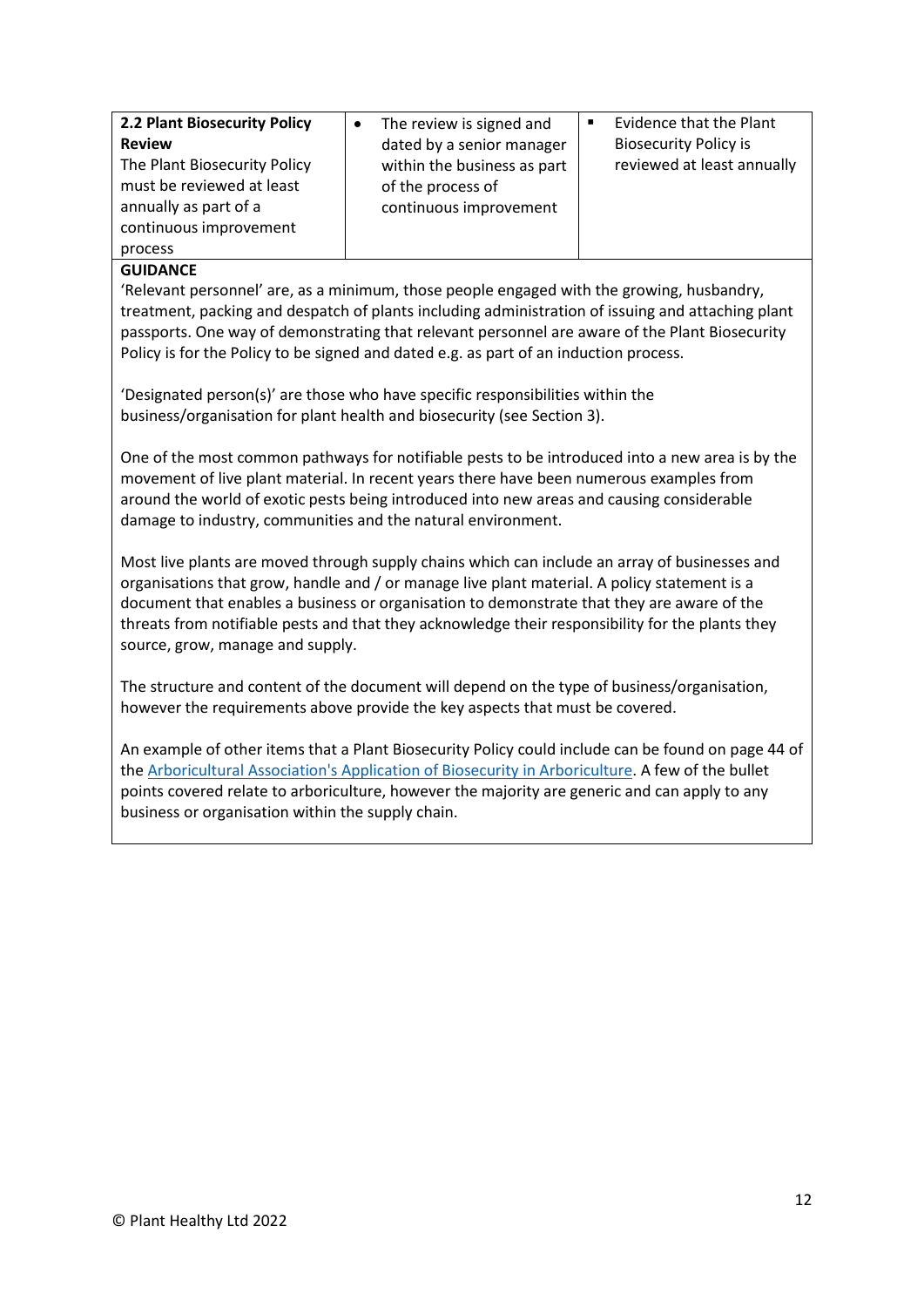| **2.2 Plant Biosecurity Policy Review**<br>The Plant Biosecurity Policy must be reviewed at least annually as part of a continuous improvement process | • The review is signed and dated by a senior manager within the business as part of the process of continuous improvement | ▪ Evidence that the Plant Biosecurity Policy is reviewed at least annually |
|---|---|---|

**GUIDANCE**

'Relevant personnel' are, as a minimum, those people engaged with the growing, husbandry, treatment, packing and despatch of plants including administration of issuing and attaching plant passports. One way of demonstrating that relevant personnel are aware of the Plant Biosecurity Policy is for the Policy to be signed and dated e.g. as part of an induction process.

'Designated person(s)' are those who have specific responsibilities within the business/organisation for plant health and biosecurity (see Section 3).

One of the most common pathways for notifiable pests to be introduced into a new area is by the movement of live plant material. In recent years there have been numerous examples from around the world of exotic pests being introduced into new areas and causing considerable damage to industry, communities and the natural environment.

Most live plants are moved through supply chains which can include an array of businesses and organisations that grow, handle and / or manage live plant material. A policy statement is a document that enables a business or organisation to demonstrate that they are aware of the threats from notifiable pests and that they acknowledge their responsibility for the plants they source, grow, manage and supply.

The structure and content of the document will depend on the type of business/organisation, however the requirements above provide the key aspects that must be covered.

An example of other items that a Plant Biosecurity Policy could include can be found on page 44 of the Arboricultural Association's Application of Biosecurity in Arboriculture. A few of the bullet points covered relate to arboriculture, however the majority are generic and can apply to any business or organisation within the supply chain.

© Plant Healthy Ltd 2022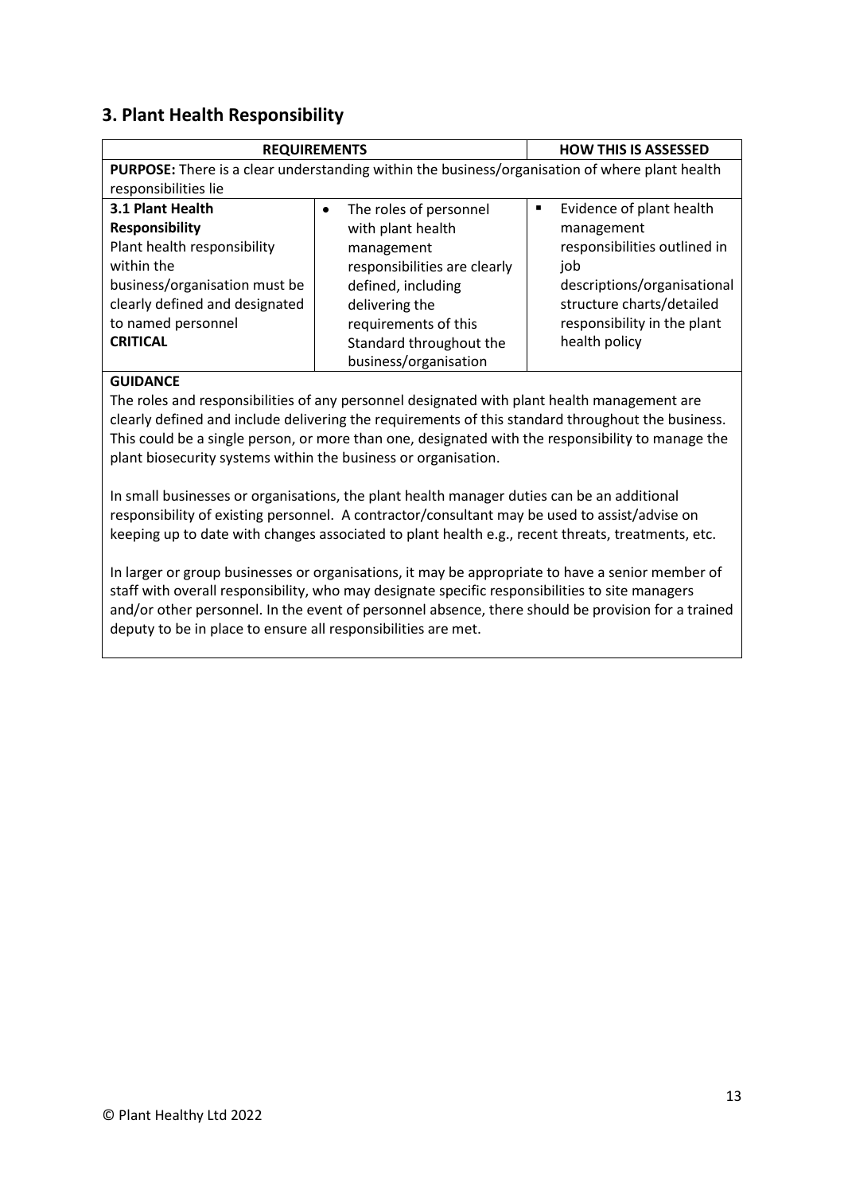## 3. Plant Health Responsibility

| REQUIREMENTS | | HOW THIS IS ASSESSED |
|---|---|---|
| **PURPOSE:** There is a clear understanding within the business/organisation of where plant health responsibilities lie | | |
| **3.1 Plant Health Responsibility**<br>Plant health responsibility within the business/organisation must be clearly defined and designated to named personnel<br>**CRITICAL** | • The roles of personnel with plant health management responsibilities are clearly defined, including delivering the requirements of this Standard throughout the business/organisation | ▪ Evidence of plant health management responsibilities outlined in job descriptions/organisational structure charts/detailed responsibility in the plant health policy |

**GUIDANCE**

The roles and responsibilities of any personnel designated with plant health management are clearly defined and include delivering the requirements of this standard throughout the business. This could be a single person, or more than one, designated with the responsibility to manage the plant biosecurity systems within the business or organisation.

In small businesses or organisations, the plant health manager duties can be an additional responsibility of existing personnel. A contractor/consultant may be used to assist/advise on keeping up to date with changes associated to plant health e.g., recent threats, treatments, etc.

In larger or group businesses or organisations, it may be appropriate to have a senior member of staff with overall responsibility, who may designate specific responsibilities to site managers and/or other personnel. In the event of personnel absence, there should be provision for a trained deputy to be in place to ensure all responsibilities are met.

© Plant Healthy Ltd 2022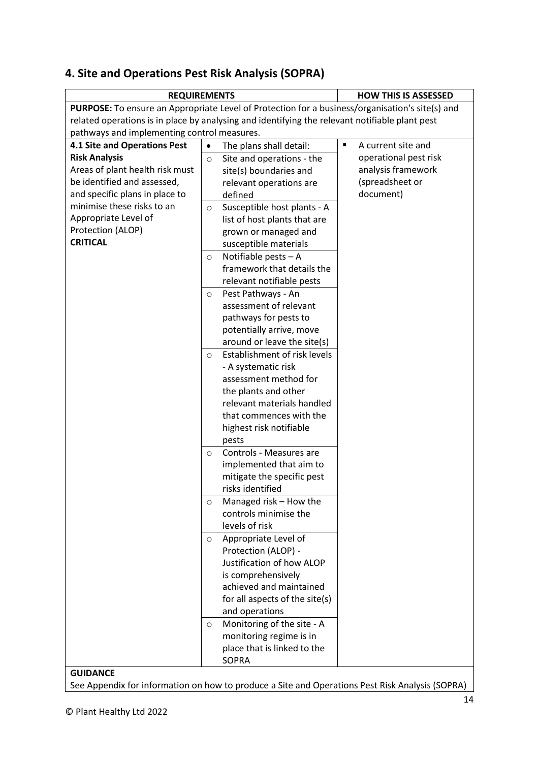## 4. Site and Operations Pest Risk Analysis (SOPRA)

| REQUIREMENTS | | HOW THIS IS ASSESSED |
|---|---|---|
| **PURPOSE:** To ensure an Appropriate Level of Protection for a business/organisation's site(s) and related operations is in place by analysing and identifying the relevant notifiable plant pest pathways and implementing control measures. | | |
| **4.1 Site and Operations Pest Risk Analysis**<br>Areas of plant health risk must be identified and assessed, and specific plans in place to minimise these risks to an Appropriate Level of Protection (ALOP)<br>**CRITICAL** | • The plans shall detail:<br>○ Site and operations - the site(s) boundaries and relevant operations are defined<br>○ Susceptible host plants - A list of host plants that are grown or managed and susceptible materials<br>○ Notifiable pests – A framework that details the relevant notifiable pests<br>○ Pest Pathways - An assessment of relevant pathways for pests to potentially arrive, move around or leave the site(s)<br>○ Establishment of risk levels - A systematic risk assessment method for the plants and other relevant materials handled that commences with the highest risk notifiable pests<br>○ Controls - Measures are implemented that aim to mitigate the specific pest risks identified<br>○ Managed risk – How the controls minimise the levels of risk<br>○ Appropriate Level of Protection (ALOP) - Justification of how ALOP is comprehensively achieved and maintained for all aspects of the site(s) and operations<br>○ Monitoring of the site - A monitoring regime is in place that is linked to the SOPRA | ▪ A current site and operational pest risk analysis framework (spreadsheet or document) |
| **GUIDANCE**<br>See Appendix for information on how to produce a Site and Operations Pest Risk Analysis (SOPRA) | | |

© Plant Healthy Ltd 2022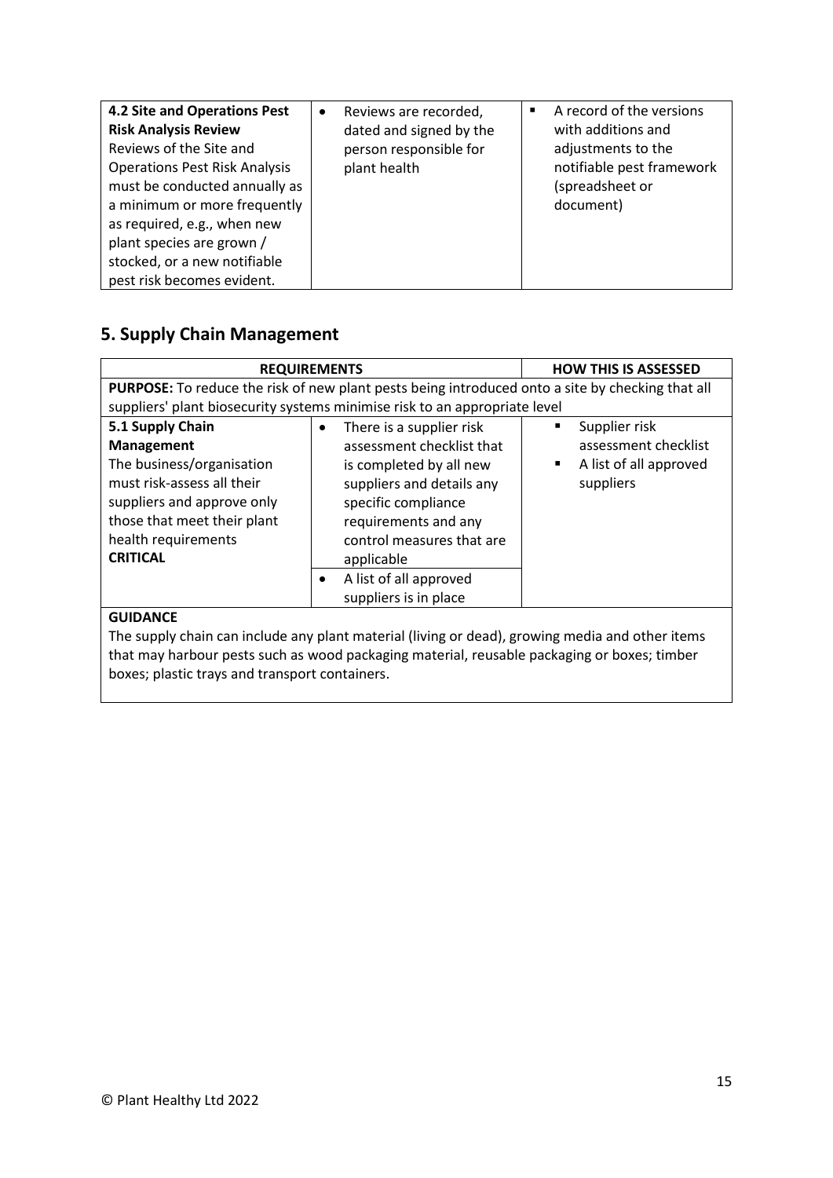| | | |
|---|---|---|
| **4.2 Site and Operations Pest Risk Analysis Review**<br>Reviews of the Site and Operations Pest Risk Analysis must be conducted annually as a minimum or more frequently as required, e.g., when new plant species are grown / stocked, or a new notifiable pest risk becomes evident. | • Reviews are recorded, dated and signed by the person responsible for plant health | ▪ A record of the versions with additions and adjustments to the notifiable pest framework (spreadsheet or document) |

## 5. Supply Chain Management

| **REQUIREMENTS** | | **HOW THIS IS ASSESSED** |
|---|---|---|
| **PURPOSE:** To reduce the risk of new plant pests being introduced onto a site by checking that all suppliers' plant biosecurity systems minimise risk to an appropriate level | | |
| **5.1 Supply Chain Management**<br>The business/organisation must risk-assess all their suppliers and approve only those that meet their plant health requirements<br>**CRITICAL** | • There is a supplier risk assessment checklist that is completed by all new suppliers and details any specific compliance requirements and any control measures that are applicable<br>• A list of all approved suppliers is in place | ▪ Supplier risk assessment checklist<br>▪ A list of all approved suppliers |
| **GUIDANCE**<br>The supply chain can include any plant material (living or dead), growing media and other items that may harbour pests such as wood packaging material, reusable packaging or boxes; timber boxes; plastic trays and transport containers. | | |

© Plant Healthy Ltd 2022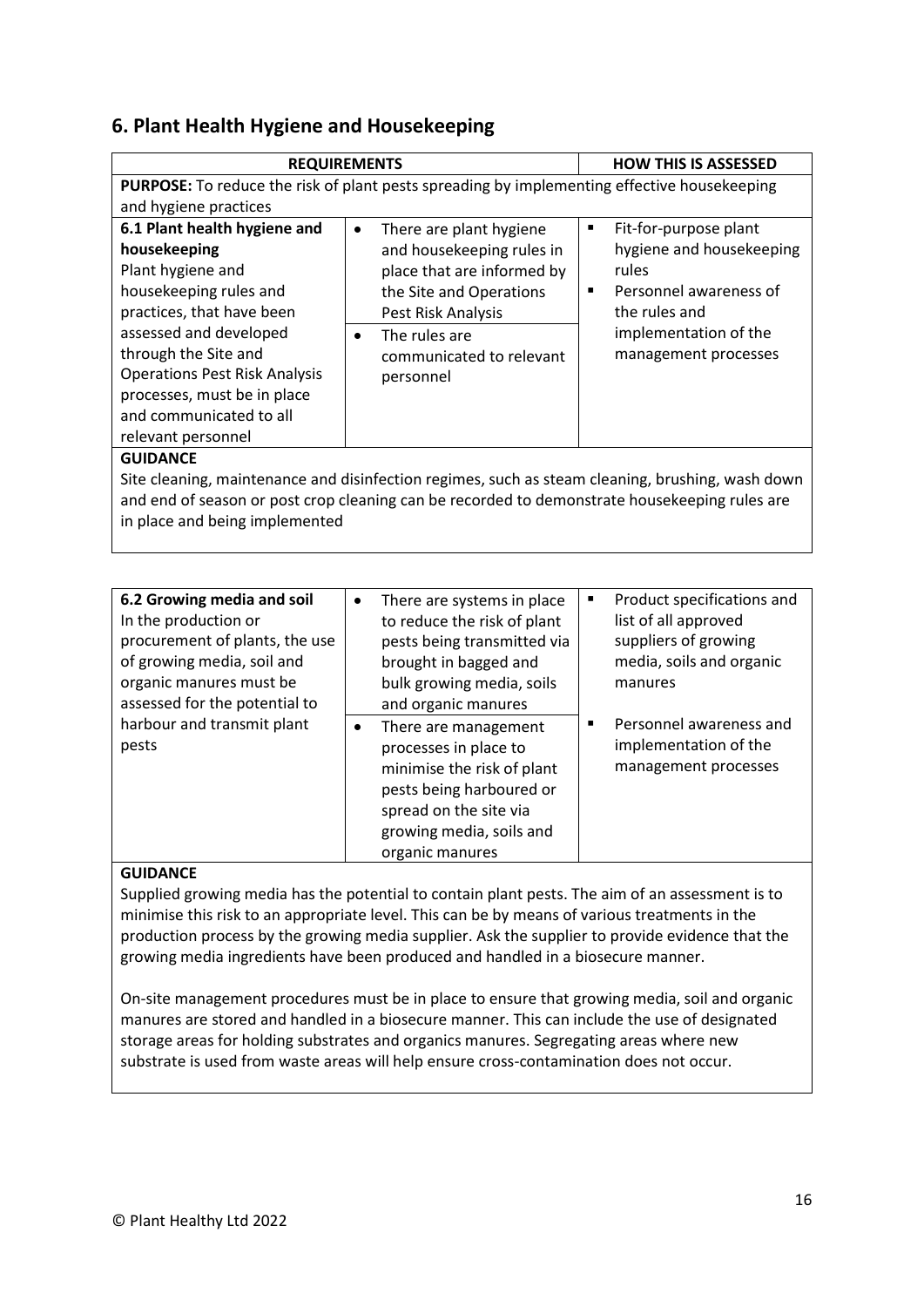## 6. Plant Health Hygiene and Housekeeping

| REQUIREMENTS | | HOW THIS IS ASSESSED |
|---|---|---|
| **PURPOSE:** To reduce the risk of plant pests spreading by implementing effective housekeeping and hygiene practices | | |
| **6.1 Plant health hygiene and housekeeping**<br>Plant hygiene and housekeeping rules and practices, that have been assessed and developed through the Site and Operations Pest Risk Analysis processes, must be in place and communicated to all relevant personnel | • There are plant hygiene and housekeeping rules in place that are informed by the Site and Operations Pest Risk Analysis<br>• The rules are communicated to relevant personnel | ▪ Fit-for-purpose plant hygiene and housekeeping rules<br>▪ Personnel awareness of the rules and implementation of the management processes |
| **GUIDANCE**<br>Site cleaning, maintenance and disinfection regimes, such as steam cleaning, brushing, wash down and end of season or post crop cleaning can be recorded to demonstrate housekeeping rules are in place and being implemented | | |

| | | |
|---|---|---|
| **6.2 Growing media and soil**<br>In the production or procurement of plants, the use of growing media, soil and organic manures must be assessed for the potential to harbour and transmit plant pests | • There are systems in place to reduce the risk of plant pests being transmitted via brought in bagged and bulk growing media, soils and organic manures<br>• There are management processes in place to minimise the risk of plant pests being harboured or spread on the site via growing media, soils and organic manures | ▪ Product specifications and list of all approved suppliers of growing media, soils and organic manures<br>▪ Personnel awareness and implementation of the management processes |
| **GUIDANCE**<br>Supplied growing media has the potential to contain plant pests. The aim of an assessment is to minimise this risk to an appropriate level. This can be by means of various treatments in the production process by the growing media supplier. Ask the supplier to provide evidence that the growing media ingredients have been produced and handled in a biosecure manner.<br><br>On-site management procedures must be in place to ensure that growing media, soil and organic manures are stored and handled in a biosecure manner. This can include the use of designated storage areas for holding substrates and organics manures. Segregating areas where new substrate is used from waste areas will help ensure cross-contamination does not occur. | | |

© Plant Healthy Ltd 2022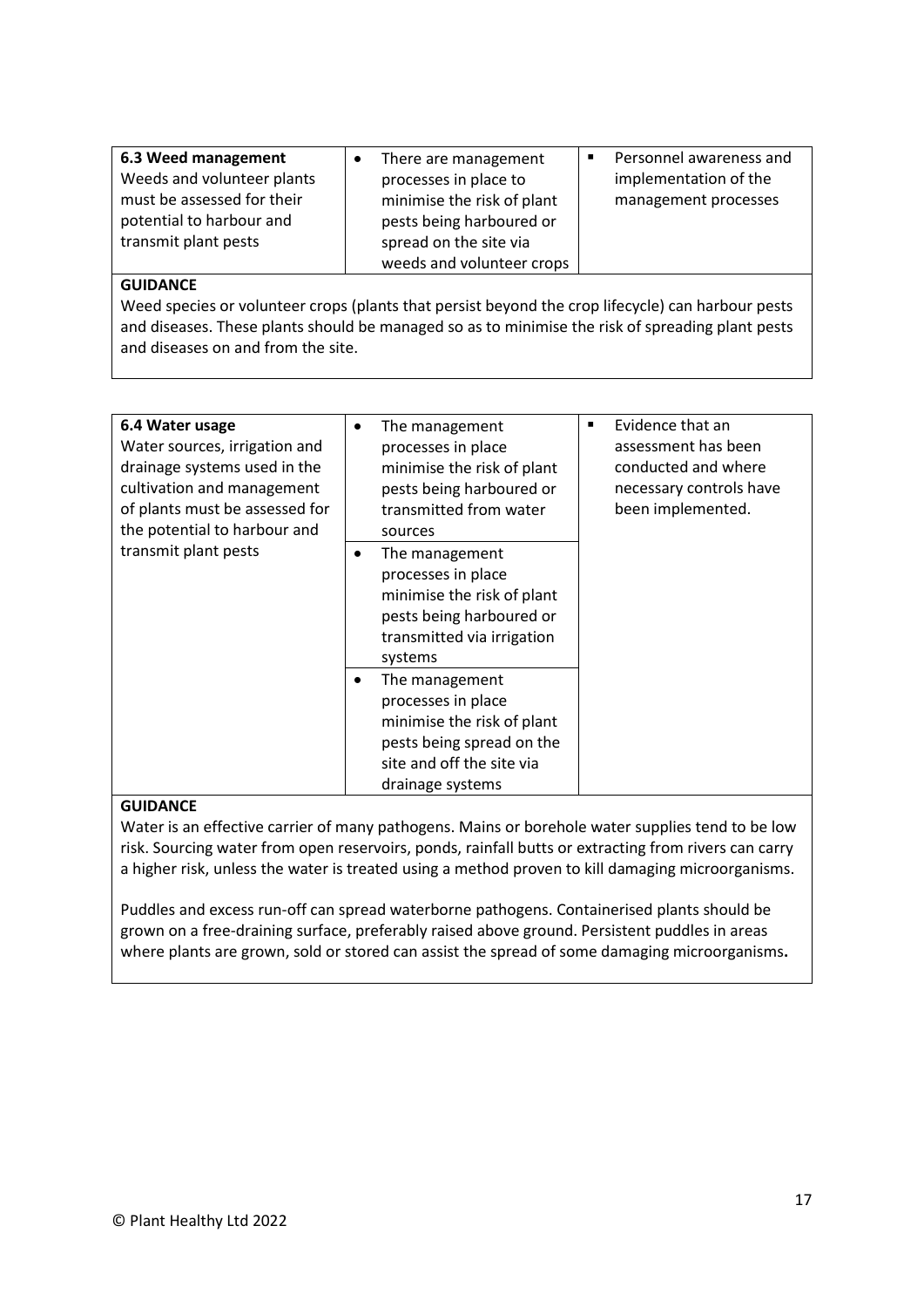| 6.3 Weed management<br>Weeds and volunteer plants must be assessed for their potential to harbour and transmit plant pests | • There are management processes in place to minimise the risk of plant pests being harboured or spread on the site via weeds and volunteer crops | ▪ Personnel awareness and implementation of the management processes |
|---|---|---|

**GUIDANCE**

Weed species or volunteer crops (plants that persist beyond the crop lifecycle) can harbour pests and diseases. These plants should be managed so as to minimise the risk of spreading plant pests and diseases on and from the site.

| 6.4 Water usage<br>Water sources, irrigation and drainage systems used in the cultivation and management of plants must be assessed for the potential to harbour and transmit plant pests | • The management processes in place minimise the risk of plant pests being harboured or transmitted from water sources | ▪ Evidence that an assessment has been conducted and where necessary controls have been implemented. |
|---|---|---|
| | • The management processes in place minimise the risk of plant pests being harboured or transmitted via irrigation systems | |
| | • The management processes in place minimise the risk of plant pests being spread on the site and off the site via drainage systems | |

**GUIDANCE**

Water is an effective carrier of many pathogens. Mains or borehole water supplies tend to be low risk. Sourcing water from open reservoirs, ponds, rainfall butts or extracting from rivers can carry a higher risk, unless the water is treated using a method proven to kill damaging microorganisms.

Puddles and excess run-off can spread waterborne pathogens. Containerised plants should be grown on a free-draining surface, preferably raised above ground. Persistent puddles in areas where plants are grown, sold or stored can assist the spread of some damaging microorganisms**.**

© Plant Healthy Ltd 2022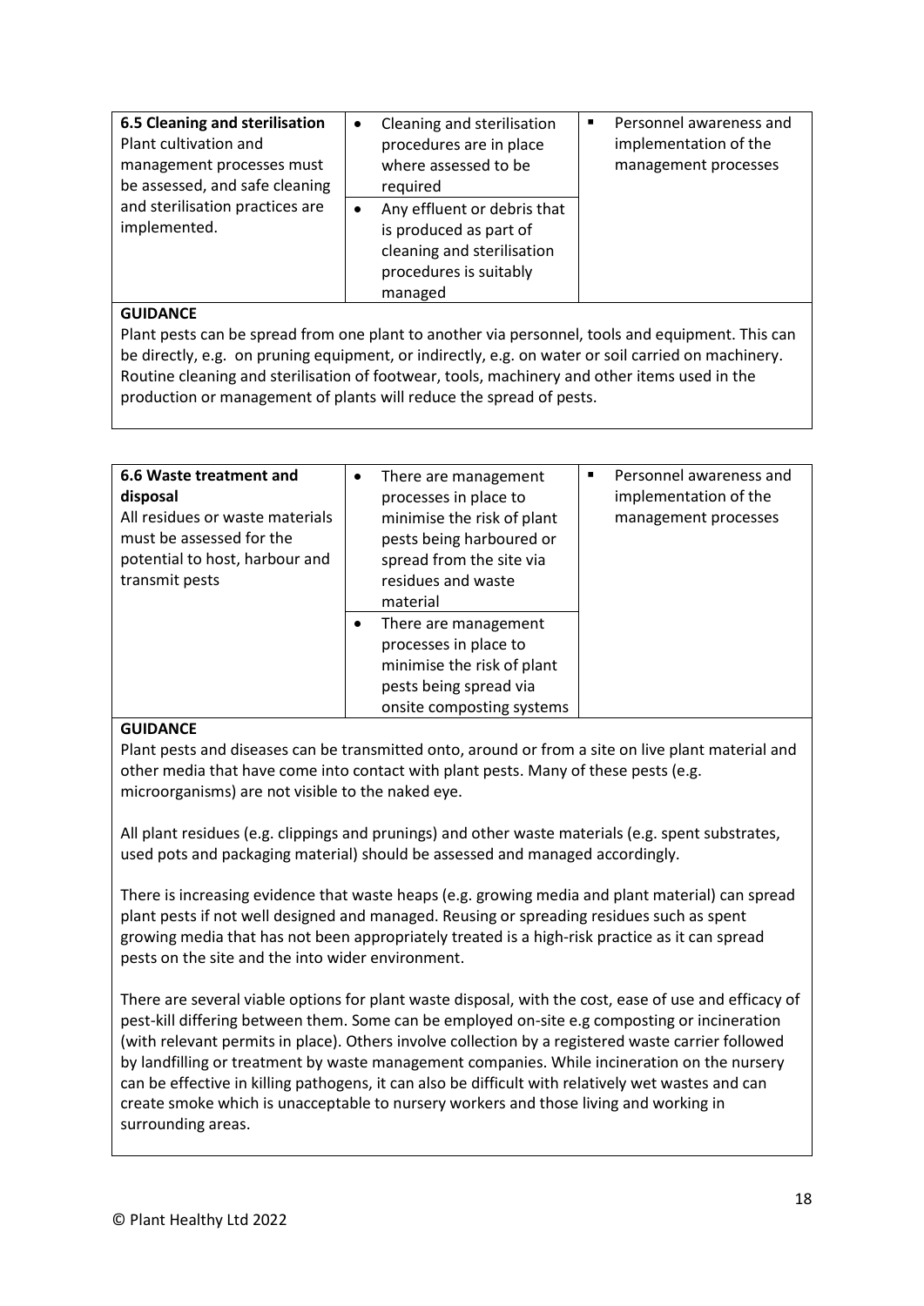| **6.5 Cleaning and sterilisation** Plant cultivation and management processes must be assessed, and safe cleaning and sterilisation practices are implemented. | • Cleaning and sterilisation procedures are in place where assessed to be required | ▪ Personnel awareness and implementation of the management processes |
|---|---|---|
| | • Any effluent or debris that is produced as part of cleaning and sterilisation procedures is suitably managed | |

**GUIDANCE**

Plant pests can be spread from one plant to another via personnel, tools and equipment. This can be directly, e.g. on pruning equipment, or indirectly, e.g. on water or soil carried on machinery. Routine cleaning and sterilisation of footwear, tools, machinery and other items used in the production or management of plants will reduce the spread of pests.

| **6.6 Waste treatment and disposal** All residues or waste materials must be assessed for the potential to host, harbour and transmit pests | • There are management processes in place to minimise the risk of plant pests being harboured or spread from the site via residues and waste material | ▪ Personnel awareness and implementation of the management processes |
|---|---|---|
| | • There are management processes in place to minimise the risk of plant pests being spread via onsite composting systems | |

**GUIDANCE**

Plant pests and diseases can be transmitted onto, around or from a site on live plant material and other media that have come into contact with plant pests. Many of these pests (e.g. microorganisms) are not visible to the naked eye.

All plant residues (e.g. clippings and prunings) and other waste materials (e.g. spent substrates, used pots and packaging material) should be assessed and managed accordingly.

There is increasing evidence that waste heaps (e.g. growing media and plant material) can spread plant pests if not well designed and managed. Reusing or spreading residues such as spent growing media that has not been appropriately treated is a high-risk practice as it can spread pests on the site and the into wider environment.

There are several viable options for plant waste disposal, with the cost, ease of use and efficacy of pest-kill differing between them. Some can be employed on-site e.g composting or incineration (with relevant permits in place). Others involve collection by a registered waste carrier followed by landfilling or treatment by waste management companies. While incineration on the nursery can be effective in killing pathogens, it can also be difficult with relatively wet wastes and can create smoke which is unacceptable to nursery workers and those living and working in surrounding areas.

© Plant Healthy Ltd 2022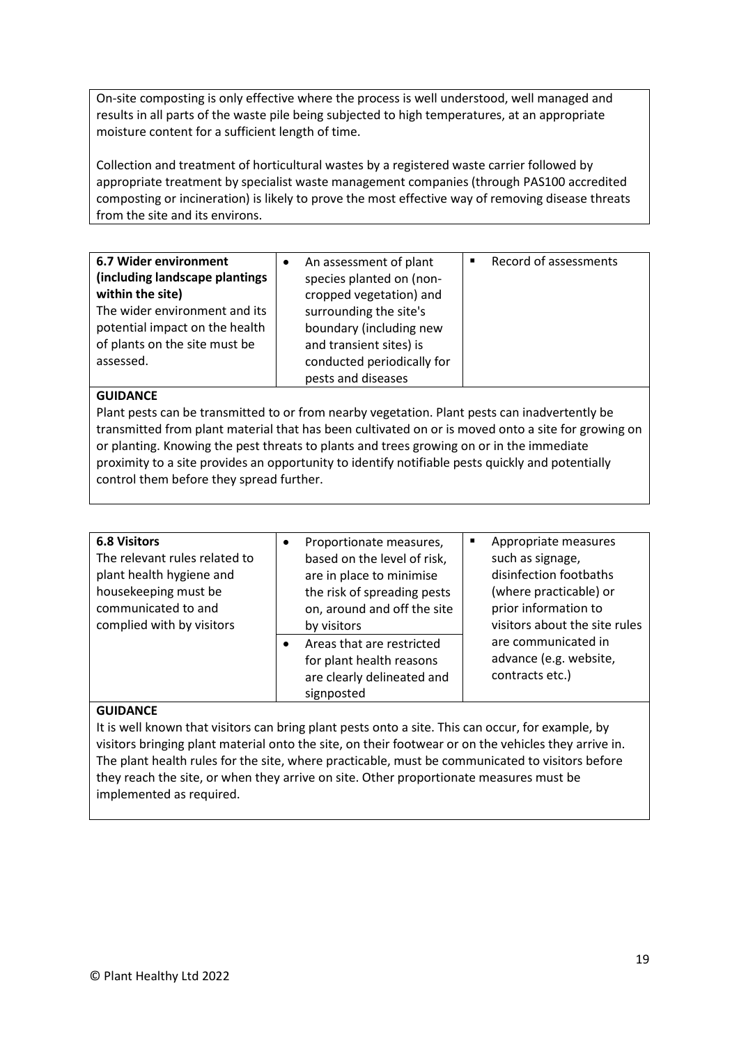On-site composting is only effective where the process is well understood, well managed and results in all parts of the waste pile being subjected to high temperatures, at an appropriate moisture content for a sufficient length of time.

Collection and treatment of horticultural wastes by a registered waste carrier followed by appropriate treatment by specialist waste management companies (through PAS100 accredited composting or incineration) is likely to prove the most effective way of removing disease threats from the site and its environs.

| **6.7 Wider environment (including landscape plantings within the site)**<br>The wider environment and its potential impact on the health of plants on the site must be assessed. | • An assessment of plant species planted on (non-cropped vegetation) and surrounding the site's boundary (including new and transient sites) is conducted periodically for pests and diseases | ▪ Record of assessments |
|---|---|---|

**GUIDANCE**

Plant pests can be transmitted to or from nearby vegetation. Plant pests can inadvertently be transmitted from plant material that has been cultivated on or is moved onto a site for growing on or planting. Knowing the pest threats to plants and trees growing on or in the immediate proximity to a site provides an opportunity to identify notifiable pests quickly and potentially control them before they spread further.

| **6.8 Visitors**<br>The relevant rules related to plant health hygiene and housekeeping must be communicated to and complied with by visitors | • Proportionate measures, based on the level of risk, are in place to minimise the risk of spreading pests on, around and off the site by visitors<br>• Areas that are restricted for plant health reasons are clearly delineated and signposted | ▪ Appropriate measures such as signage, disinfection footbaths (where practicable) or prior information to visitors about the site rules are communicated in advance (e.g. website, contracts etc.) |
|---|---|---|

**GUIDANCE**

It is well known that visitors can bring plant pests onto a site. This can occur, for example, by visitors bringing plant material onto the site, on their footwear or on the vehicles they arrive in. The plant health rules for the site, where practicable, must be communicated to visitors before they reach the site, or when they arrive on site. Other proportionate measures must be implemented as required.

© Plant Healthy Ltd 2022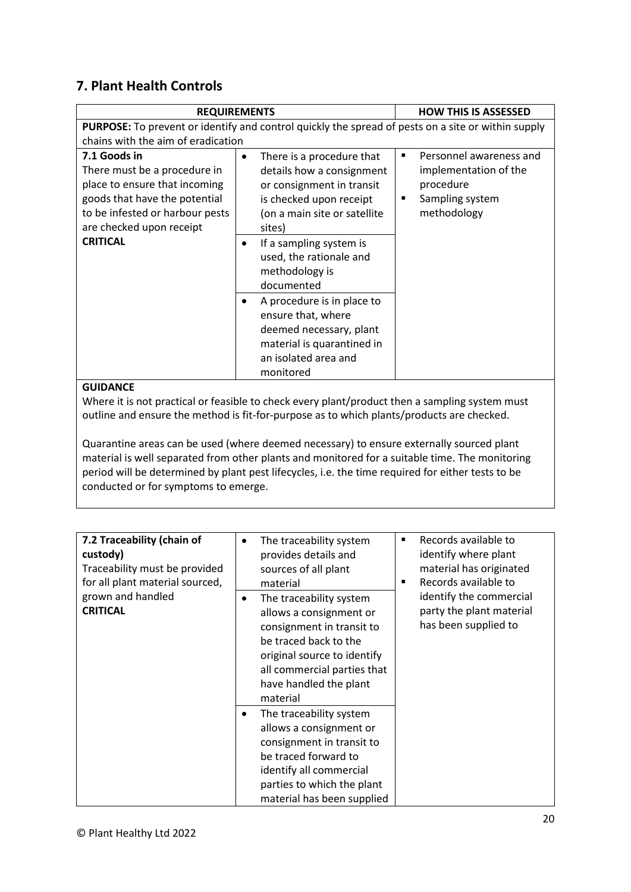## 7. Plant Health Controls

| REQUIREMENTS | | HOW THIS IS ASSESSED |
|---|---|---|
| **PURPOSE:** To prevent or identify and control quickly the spread of pests on a site or within supply chains with the aim of eradication | | |
| **7.1 Goods in**<br>There must be a procedure in place to ensure that incoming goods that have the potential to be infested or harbour pests are checked upon receipt<br>**CRITICAL** | • There is a procedure that details how a consignment or consignment in transit is checked upon receipt (on a main site or satellite sites) | ▪ Personnel awareness and implementation of the procedure<br>▪ Sampling system methodology |
| | • If a sampling system is used, the rationale and methodology is documented | |
| | • A procedure is in place to ensure that, where deemed necessary, plant material is quarantined in an isolated area and monitored | |

**GUIDANCE**

Where it is not practical or feasible to check every plant/product then a sampling system must outline and ensure the method is fit-for-purpose as to which plants/products are checked.

Quarantine areas can be used (where deemed necessary) to ensure externally sourced plant material is well separated from other plants and monitored for a suitable time. The monitoring period will be determined by plant pest lifecycles, i.e. the time required for either tests to be conducted or for symptoms to emerge.

| | | |
|---|---|---|
| **7.2 Traceability (chain of custody)**<br>Traceability must be provided for all plant material sourced, grown and handled<br>**CRITICAL** | • The traceability system provides details and sources of all plant material | ▪ Records available to identify where plant material has originated<br>▪ Records available to identify the commercial party the plant material has been supplied to |
| | • The traceability system allows a consignment or consignment in transit to be traced back to the original source to identify all commercial parties that have handled the plant material | |
| | • The traceability system allows a consignment or consignment in transit to be traced forward to identify all commercial parties to which the plant material has been supplied | |

© Plant Healthy Ltd 2022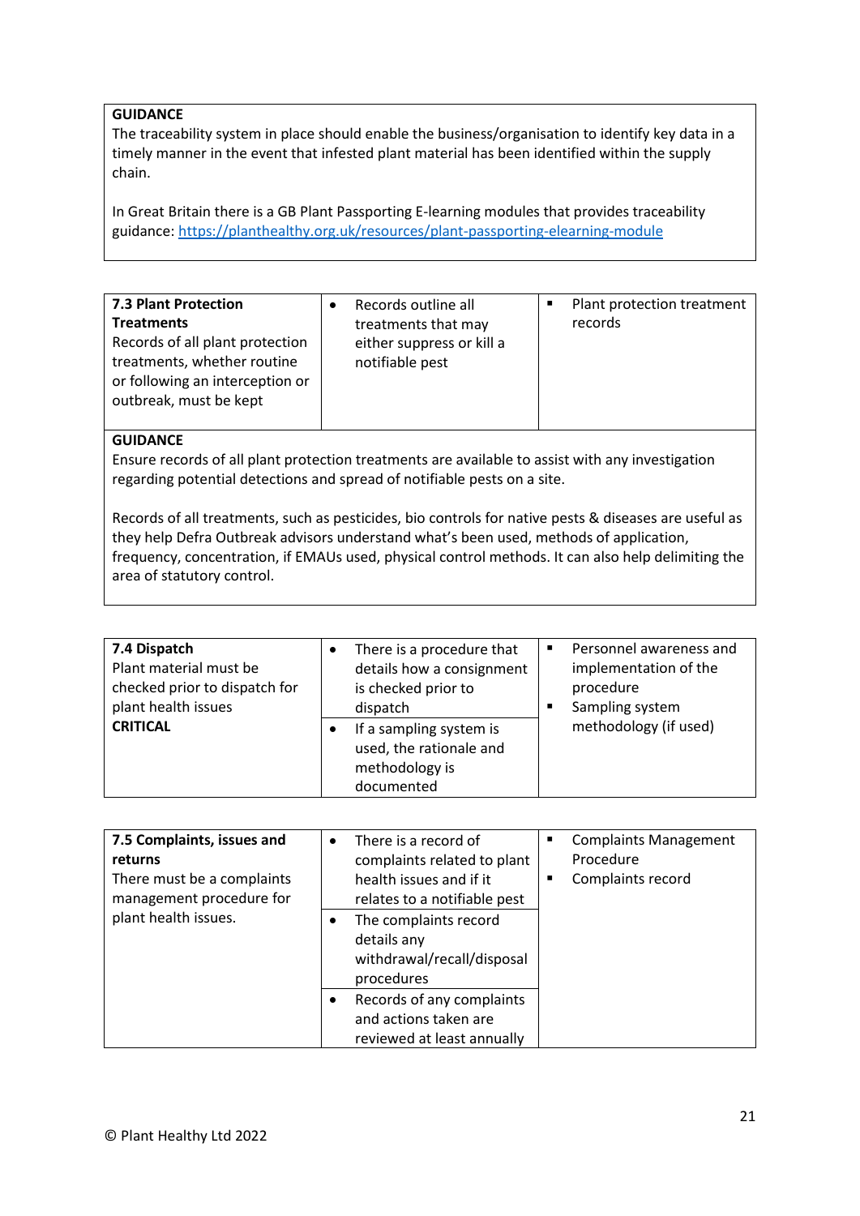**GUIDANCE**

The traceability system in place should enable the business/organisation to identify key data in a timely manner in the event that infested plant material has been identified within the supply chain.

In Great Britain there is a GB Plant Passporting E-learning modules that provides traceability guidance: [https://planthealthy.org.uk/resources/plant-passporting-elearning-module](https://planthealthy.org.uk/resources/plant-passporting-elearning-module)

| | | |
|---|---|---|
| **7.3 Plant Protection Treatments**<br>Records of all plant protection treatments, whether routine or following an interception or outbreak, must be kept | • Records outline all treatments that may either suppress or kill a notifiable pest | ▪ Plant protection treatment records |

**GUIDANCE**

Ensure records of all plant protection treatments are available to assist with any investigation regarding potential detections and spread of notifiable pests on a site.

Records of all treatments, such as pesticides, bio controls for native pests & diseases are useful as they help Defra Outbreak advisors understand what's been used, methods of application, frequency, concentration, if EMAUs used, physical control methods. It can also help delimiting the area of statutory control.

| | | |
|---|---|---|
| **7.4 Dispatch**<br>Plant material must be checked prior to dispatch for plant health issues<br>**CRITICAL** | • There is a procedure that details how a consignment is checked prior to dispatch<br>• If a sampling system is used, the rationale and methodology is documented | ▪ Personnel awareness and implementation of the procedure<br>▪ Sampling system methodology (if used) |

| | | |
|---|---|---|
| **7.5 Complaints, issues and returns**<br>There must be a complaints management procedure for plant health issues. | • There is a record of complaints related to plant health issues and if it relates to a notifiable pest<br>• The complaints record details any withdrawal/recall/disposal procedures<br>• Records of any complaints and actions taken are reviewed at least annually | ▪ Complaints Management Procedure<br>▪ Complaints record |

© Plant Healthy Ltd 2022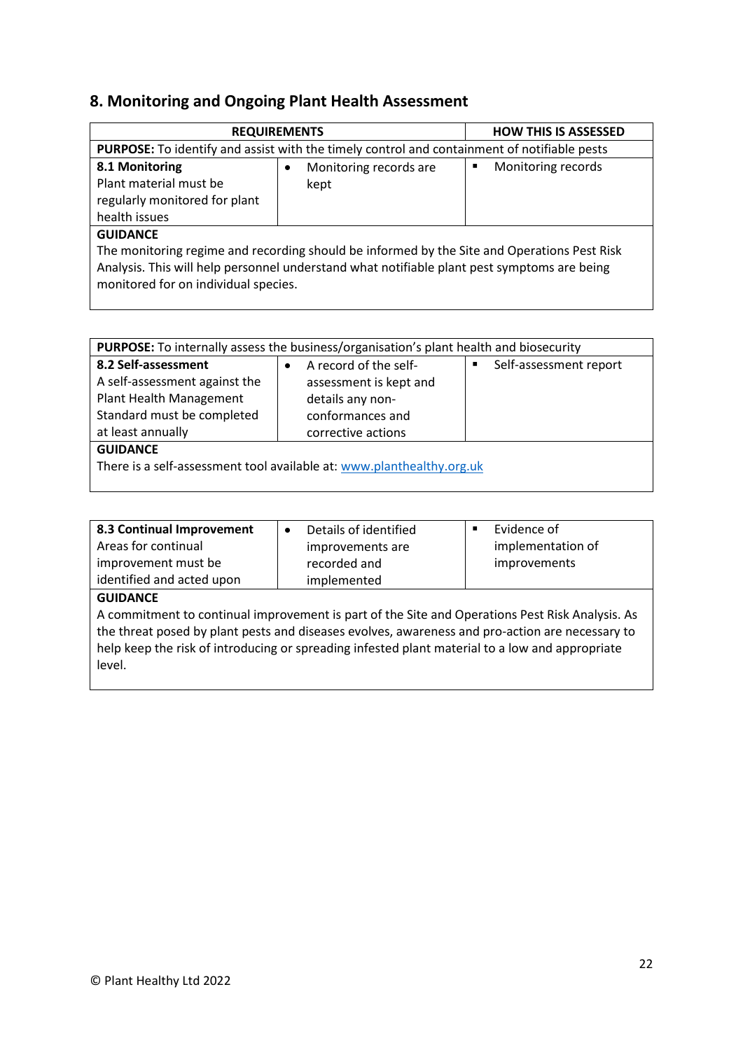## 8. Monitoring and Ongoing Plant Health Assessment

| REQUIREMENTS | | HOW THIS IS ASSESSED |
|---|---|---|
| **PURPOSE:** To identify and assist with the timely control and containment of notifiable pests | | |
| **8.1 Monitoring** Plant material must be regularly monitored for plant health issues | • Monitoring records are kept | ▪ Monitoring records |
| **GUIDANCE** The monitoring regime and recording should be informed by the Site and Operations Pest Risk Analysis. This will help personnel understand what notifiable plant pest symptoms are being monitored for on individual species. | | |

| **PURPOSE:** To internally assess the business/organisation's plant health and biosecurity | | |
|---|---|---|
| **8.2 Self-assessment** A self-assessment against the Plant Health Management Standard must be completed at least annually | • A record of the self-assessment is kept and details any non-conformances and corrective actions | ▪ Self-assessment report |
| **GUIDANCE** There is a self-assessment tool available at: www.planthealthy.org.uk | | |

| **8.3 Continual Improvement** Areas for continual improvement must be identified and acted upon | • Details of identified improvements are recorded and implemented | ▪ Evidence of implementation of improvements |
|---|---|---|
| **GUIDANCE** A commitment to continual improvement is part of the Site and Operations Pest Risk Analysis. As the threat posed by plant pests and diseases evolves, awareness and pro-action are necessary to help keep the risk of introducing or spreading infested plant material to a low and appropriate level. | | |

© Plant Healthy Ltd 2022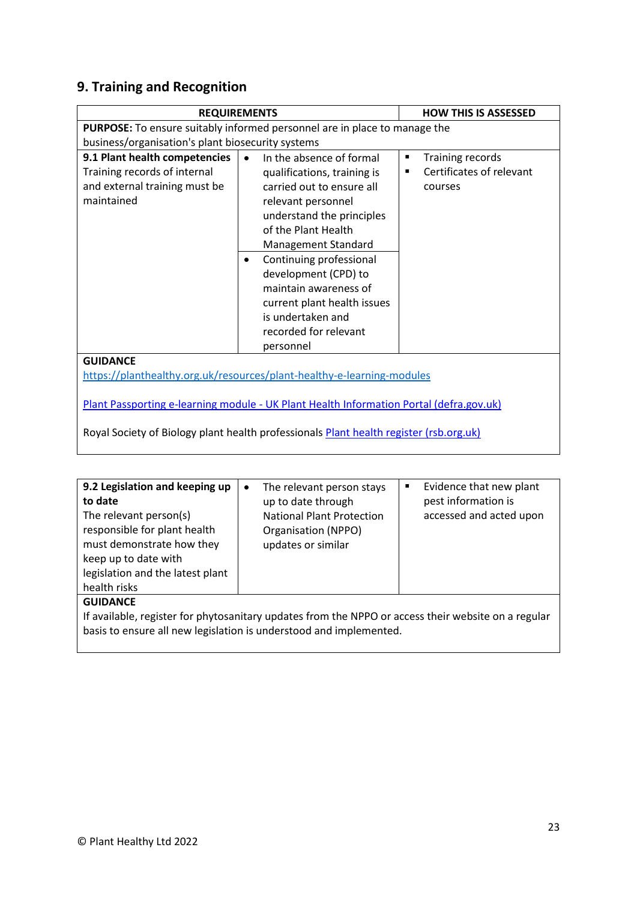## 9. Training and Recognition

| REQUIREMENTS | | HOW THIS IS ASSESSED |
|---|---|---|
| **PURPOSE:** To ensure suitably informed personnel are in place to manage the business/organisation's plant biosecurity systems | | |
| **9.1 Plant health competencies** Training records of internal and external training must be maintained | • In the absence of formal qualifications, training is carried out to ensure all relevant personnel understand the principles of the Plant Health Management Standard<br>• Continuing professional development (CPD) to maintain awareness of current plant health issues is undertaken and recorded for relevant personnel | ▪ Training records<br>▪ Certificates of relevant courses |
| **GUIDANCE**<br>[https://planthealthy.org.uk/resources/plant-healthy-e-learning-modules](https://planthealthy.org.uk/resources/plant-healthy-e-learning-modules)<br><br>Plant Passporting e-learning module - UK Plant Health Information Portal (defra.gov.uk)<br><br>Royal Society of Biology plant health professionals Plant health register (rsb.org.uk) | | |

| | | |
|---|---|---|
| **9.2 Legislation and keeping up to date** The relevant person(s) responsible for plant health must demonstrate how they keep up to date with legislation and the latest plant health risks | • The relevant person stays up to date through National Plant Protection Organisation (NPPO) updates or similar | ▪ Evidence that new plant pest information is accessed and acted upon |
| **GUIDANCE**<br>If available, register for phytosanitary updates from the NPPO or access their website on a regular basis to ensure all new legislation is understood and implemented. | | |

© Plant Healthy Ltd 2022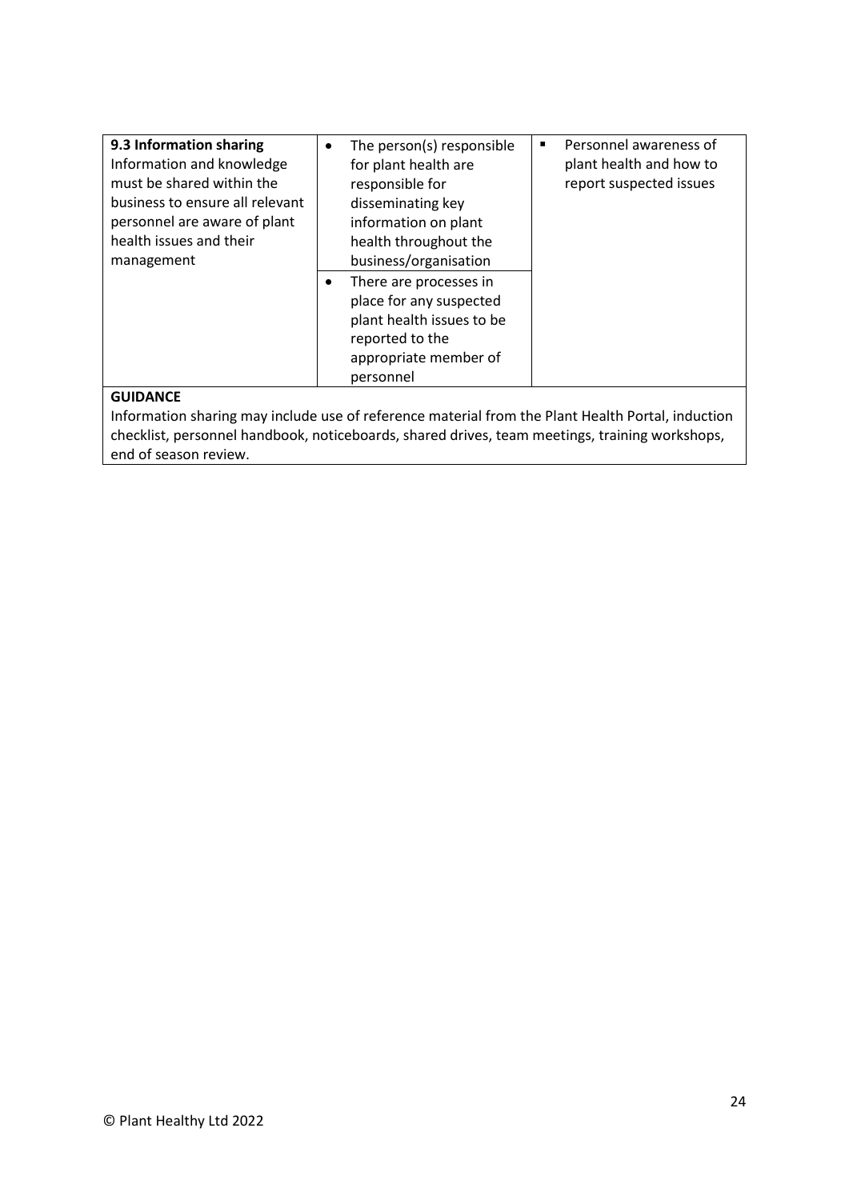| **9.3 Information sharing** Information and knowledge must be shared within the business to ensure all relevant personnel are aware of plant health issues and their management | • The person(s) responsible for plant health are responsible for disseminating key information on plant health throughout the business/organisation<br>• There are processes in place for any suspected plant health issues to be reported to the appropriate member of personnel | ▪ Personnel awareness of plant health and how to report suspected issues |
|---|---|---|
| **GUIDANCE**<br>Information sharing may include use of reference material from the Plant Health Portal, induction checklist, personnel handbook, noticeboards, shared drives, team meetings, training workshops, end of season review. | | |

© Plant Healthy Ltd 2022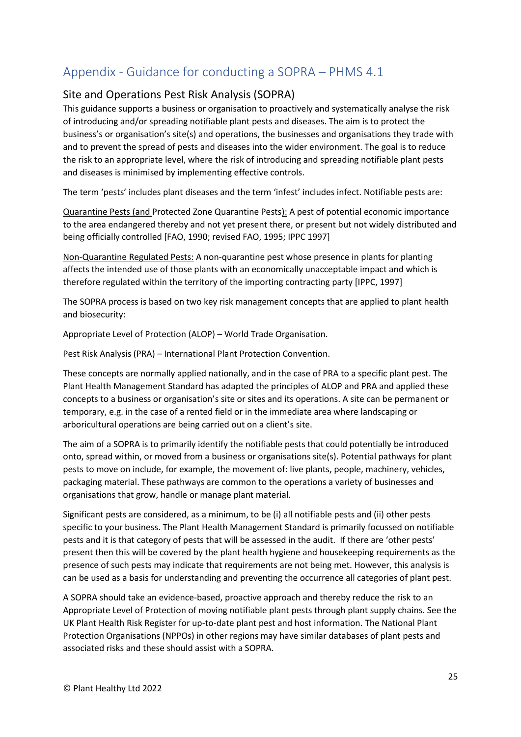# Appendix - Guidance for conducting a SOPRA – PHMS 4.1

## Site and Operations Pest Risk Analysis (SOPRA)

This guidance supports a business or organisation to proactively and systematically analyse the risk of introducing and/or spreading notifiable plant pests and diseases. The aim is to protect the business's or organisation's site(s) and operations, the businesses and organisations they trade with and to prevent the spread of pests and diseases into the wider environment. The goal is to reduce the risk to an appropriate level, where the risk of introducing and spreading notifiable plant pests and diseases is minimised by implementing effective controls.

The term 'pests' includes plant diseases and the term 'infest' includes infect. Notifiable pests are:

Quarantine Pests (and Protected Zone Quarantine Pests): A pest of potential economic importance to the area endangered thereby and not yet present there, or present but not widely distributed and being officially controlled [FAO, 1990; revised FAO, 1995; IPPC 1997]

Non-Quarantine Regulated Pests: A non-quarantine pest whose presence in plants for planting affects the intended use of those plants with an economically unacceptable impact and which is therefore regulated within the territory of the importing contracting party [IPPC, 1997]

The SOPRA process is based on two key risk management concepts that are applied to plant health and biosecurity:

Appropriate Level of Protection (ALOP) – World Trade Organisation.

Pest Risk Analysis (PRA) – International Plant Protection Convention.

These concepts are normally applied nationally, and in the case of PRA to a specific plant pest. The Plant Health Management Standard has adapted the principles of ALOP and PRA and applied these concepts to a business or organisation's site or sites and its operations. A site can be permanent or temporary, e.g. in the case of a rented field or in the immediate area where landscaping or arboricultural operations are being carried out on a client's site.

The aim of a SOPRA is to primarily identify the notifiable pests that could potentially be introduced onto, spread within, or moved from a business or organisations site(s). Potential pathways for plant pests to move on include, for example, the movement of: live plants, people, machinery, vehicles, packaging material. These pathways are common to the operations a variety of businesses and organisations that grow, handle or manage plant material.

Significant pests are considered, as a minimum, to be (i) all notifiable pests and (ii) other pests specific to your business. The Plant Health Management Standard is primarily focussed on notifiable pests and it is that category of pests that will be assessed in the audit. If there are 'other pests' present then this will be covered by the plant health hygiene and housekeeping requirements as the presence of such pests may indicate that requirements are not being met. However, this analysis is can be used as a basis for understanding and preventing the occurrence all categories of plant pest.

A SOPRA should take an evidence-based, proactive approach and thereby reduce the risk to an Appropriate Level of Protection of moving notifiable plant pests through plant supply chains. See the UK Plant Health Risk Register for up-to-date plant pest and host information. The National Plant Protection Organisations (NPPOs) in other regions may have similar databases of plant pests and associated risks and these should assist with a SOPRA.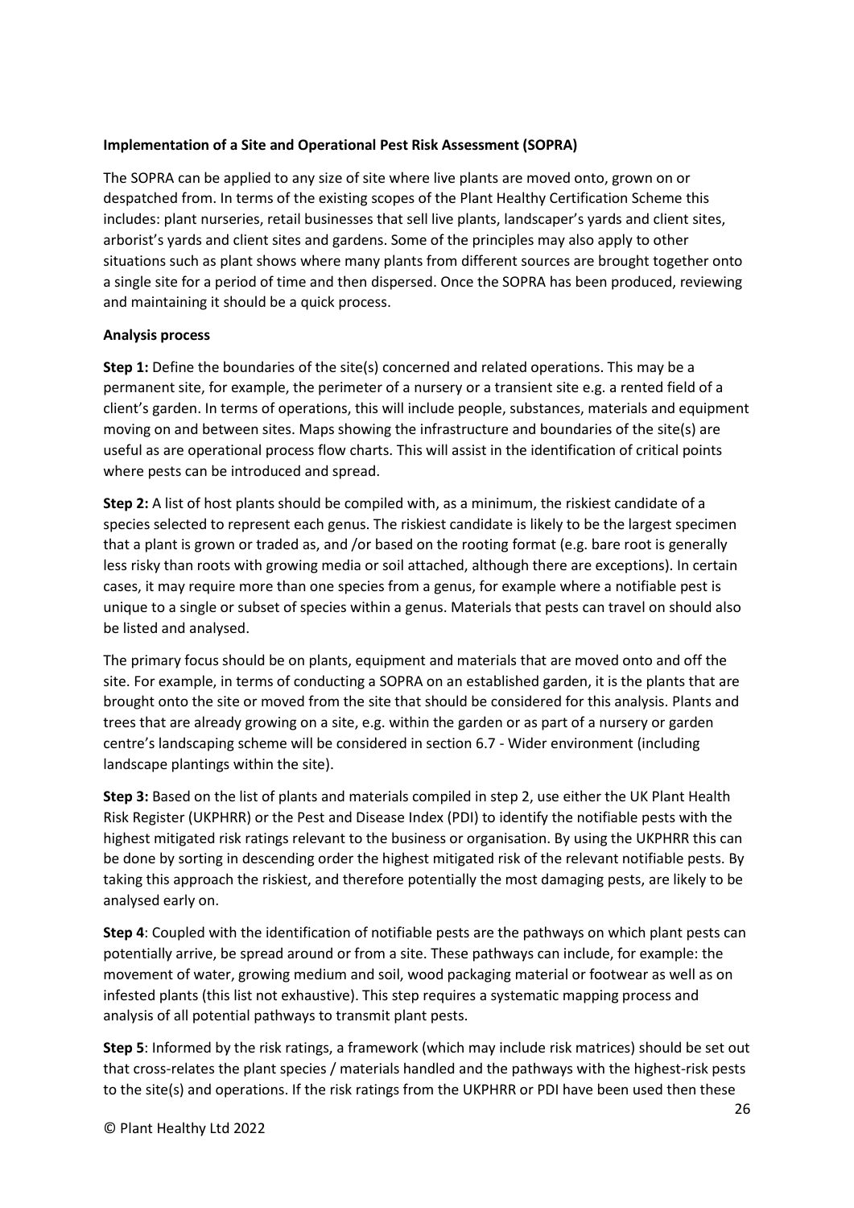**Implementation of a Site and Operational Pest Risk Assessment (SOPRA)**

The SOPRA can be applied to any size of site where live plants are moved onto, grown on or despatched from. In terms of the existing scopes of the Plant Healthy Certification Scheme this includes: plant nurseries, retail businesses that sell live plants, landscaper's yards and client sites, arborist's yards and client sites and gardens. Some of the principles may also apply to other situations such as plant shows where many plants from different sources are brought together onto a single site for a period of time and then dispersed. Once the SOPRA has been produced, reviewing and maintaining it should be a quick process.

**Analysis process**

**Step 1:** Define the boundaries of the site(s) concerned and related operations. This may be a permanent site, for example, the perimeter of a nursery or a transient site e.g. a rented field of a client's garden. In terms of operations, this will include people, substances, materials and equipment moving on and between sites. Maps showing the infrastructure and boundaries of the site(s) are useful as are operational process flow charts. This will assist in the identification of critical points where pests can be introduced and spread.

**Step 2:** A list of host plants should be compiled with, as a minimum, the riskiest candidate of a species selected to represent each genus. The riskiest candidate is likely to be the largest specimen that a plant is grown or traded as, and /or based on the rooting format (e.g. bare root is generally less risky than roots with growing media or soil attached, although there are exceptions). In certain cases, it may require more than one species from a genus, for example where a notifiable pest is unique to a single or subset of species within a genus. Materials that pests can travel on should also be listed and analysed.

The primary focus should be on plants, equipment and materials that are moved onto and off the site. For example, in terms of conducting a SOPRA on an established garden, it is the plants that are brought onto the site or moved from the site that should be considered for this analysis. Plants and trees that are already growing on a site, e.g. within the garden or as part of a nursery or garden centre's landscaping scheme will be considered in section 6.7 - Wider environment (including landscape plantings within the site).

**Step 3:** Based on the list of plants and materials compiled in step 2, use either the UK Plant Health Risk Register (UKPHRR) or the Pest and Disease Index (PDI) to identify the notifiable pests with the highest mitigated risk ratings relevant to the business or organisation. By using the UKPHRR this can be done by sorting in descending order the highest mitigated risk of the relevant notifiable pests. By taking this approach the riskiest, and therefore potentially the most damaging pests, are likely to be analysed early on.

**Step 4**: Coupled with the identification of notifiable pests are the pathways on which plant pests can potentially arrive, be spread around or from a site. These pathways can include, for example: the movement of water, growing medium and soil, wood packaging material or footwear as well as on infested plants (this list not exhaustive). This step requires a systematic mapping process and analysis of all potential pathways to transmit plant pests.

**Step 5**: Informed by the risk ratings, a framework (which may include risk matrices) should be set out that cross-relates the plant species / materials handled and the pathways with the highest-risk pests to the site(s) and operations. If the risk ratings from the UKPHRR or PDI have been used then these

© Plant Healthy Ltd 2022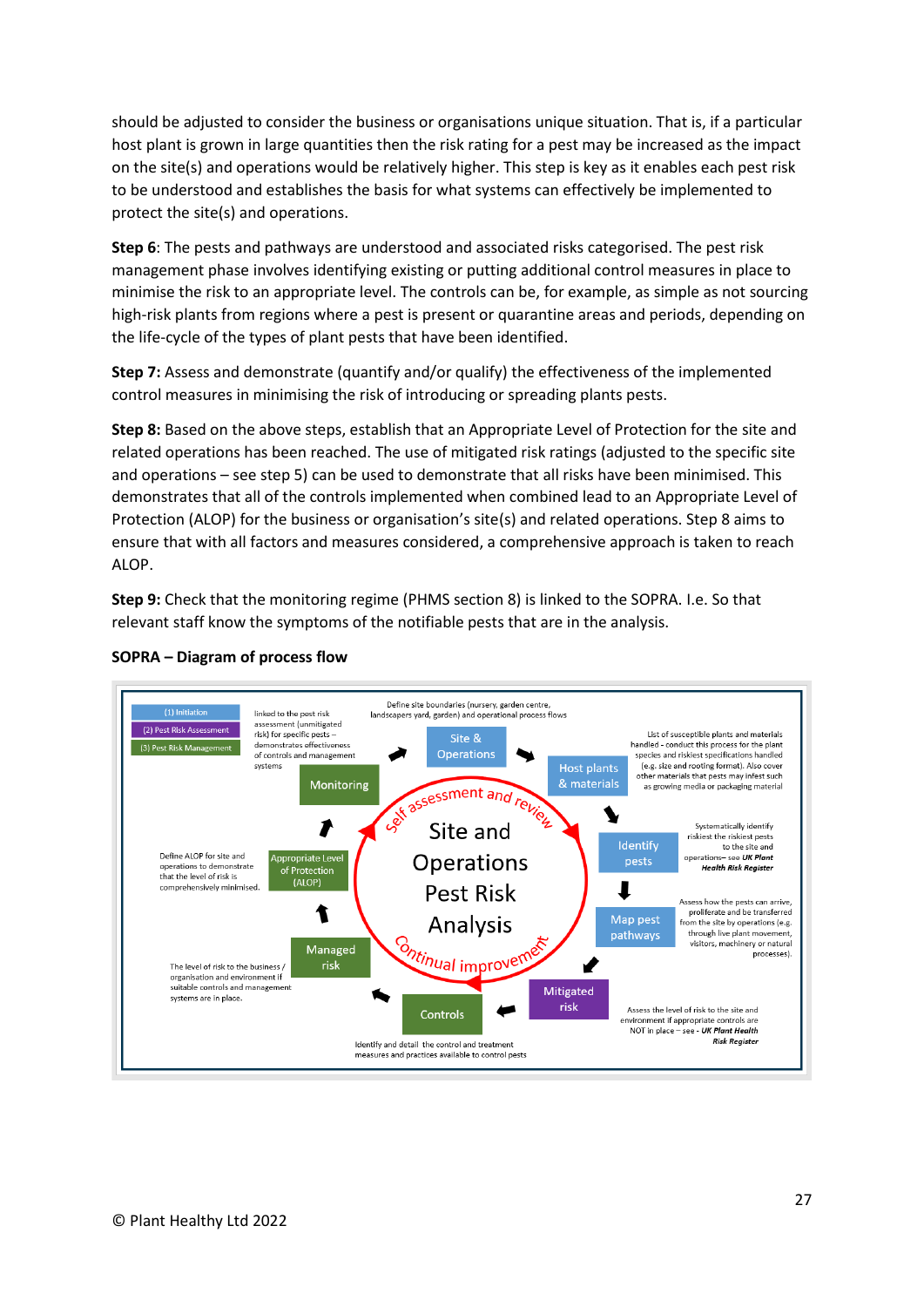should be adjusted to consider the business or organisations unique situation. That is, if a particular host plant is grown in large quantities then the risk rating for a pest may be increased as the impact on the site(s) and operations would be relatively higher. This step is key as it enables each pest risk to be understood and establishes the basis for what systems can effectively be implemented to protect the site(s) and operations.

**Step 6**: The pests and pathways are understood and associated risks categorised. The pest risk management phase involves identifying existing or putting additional control measures in place to minimise the risk to an appropriate level. The controls can be, for example, as simple as not sourcing high-risk plants from regions where a pest is present or quarantine areas and periods, depending on the life-cycle of the types of plant pests that have been identified.

**Step 7:** Assess and demonstrate (quantify and/or qualify) the effectiveness of the implemented control measures in minimising the risk of introducing or spreading plants pests.

**Step 8:** Based on the above steps, establish that an Appropriate Level of Protection for the site and related operations has been reached. The use of mitigated risk ratings (adjusted to the specific site and operations – see step 5) can be used to demonstrate that all risks have been minimised. This demonstrates that all of the controls implemented when combined lead to an Appropriate Level of Protection (ALOP) for the business or organisation's site(s) and related operations. Step 8 aims to ensure that with all factors and measures considered, a comprehensive approach is taken to reach ALOP.

**Step 9:** Check that the monitoring regime (PHMS section 8) is linked to the SOPRA. I.e. So that relevant staff know the symptoms of the notifiable pests that are in the analysis.

**SOPRA – Diagram of process flow**

(1) Initiation
(2) Pest Risk Assessment
(3) Pest Risk Management

**Site and Operations Pest Risk Analysis** (Self assessment and review; Continual improvement)

- **Site & Operations**: Define site boundaries (nursery, garden centre, landscapers yard, garden) and operational process flows
- **Host plants & materials**: List of susceptible plants and materials handled - conduct this process for the plant species and riskiest specifications handled (e.g. size and rooting format). Also cover other materials that pests may infest such as growing media or packaging material
- **Identify pests**: Systematically identify riskiest the riskiest pests to the site and operations– see *UK Plant Health Risk Register*
- **Map pest pathways**: Assess how the pests can arrive, proliferate and be transferred from the site by operations (e.g. through live plant movement, visitors, machinery or natural processes).
- **Mitigated risk**: Assess the level of risk to the site and environment if appropriate controls are NOT in place – see - *UK Plant Health Risk Register*
- **Controls**: Identify and detail the control and treatment measures and practices available to control pests
- **Managed risk**: The level of risk to the business / organisation and environment if suitable controls and management systems are in place.
- **Appropriate Level of Protection (ALOP)**: Define ALOP for site and operations to demonstrate that the level of risk is comprehensively minimised.
- **Monitoring**: linked to the pest risk assessment (unmitigated risk) for specific pests – demonstrates effectiveness of controls and management systems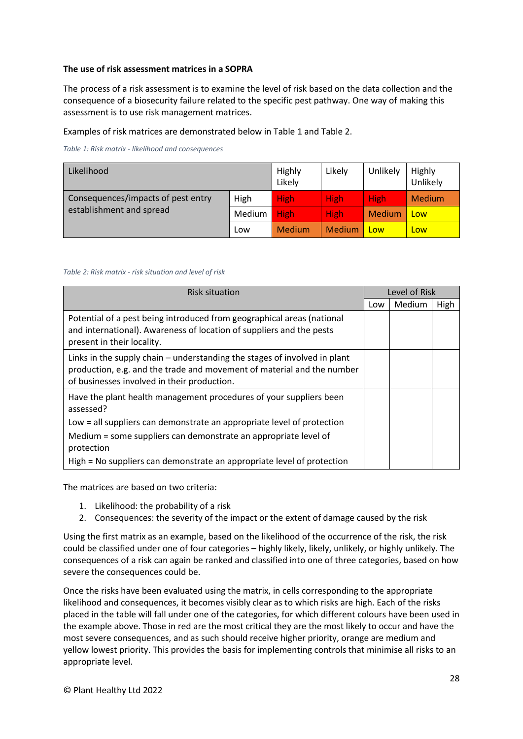**The use of risk assessment matrices in a SOPRA**

The process of a risk assessment is to examine the level of risk based on the data collection and the consequence of a biosecurity failure related to the specific pest pathway. One way of making this assessment is to use risk management matrices.

Examples of risk matrices are demonstrated below in Table 1 and Table 2.

*Table 1: Risk matrix - likelihood and consequences*

| Likelihood | | Highly Likely | Likely | Unlikely | Highly Unlikely |
|---|---|---|---|---|---|
| Consequences/impacts of pest entry establishment and spread | High | High | High | High | Medium |
| | Medium | High | High | Medium | Low |
| | Low | Medium | Medium | Low | Low |

*Table 2: Risk matrix - risk situation and level of risk*

| Risk situation | Level of Risk | | |
|---|---|---|---|
| | Low | Medium | High |
| Potential of a pest being introduced from geographical areas (national and international). Awareness of location of suppliers and the pests present in their locality. | | | |
| Links in the supply chain – understanding the stages of involved in plant production, e.g. and the trade and movement of material and the number of businesses involved in their production. | | | |
| Have the plant health management procedures of your suppliers been assessed?<br>Low = all suppliers can demonstrate an appropriate level of protection<br>Medium = some suppliers can demonstrate an appropriate level of protection<br>High = No suppliers can demonstrate an appropriate level of protection | | | |

The matrices are based on two criteria:

1. Likelihood: the probability of a risk
2. Consequences: the severity of the impact or the extent of damage caused by the risk

Using the first matrix as an example, based on the likelihood of the occurrence of the risk, the risk could be classified under one of four categories – highly likely, likely, unlikely, or highly unlikely. The consequences of a risk can again be ranked and classified into one of three categories, based on how severe the consequences could be.

Once the risks have been evaluated using the matrix, in cells corresponding to the appropriate likelihood and consequences, it becomes visibly clear as to which risks are high. Each of the risks placed in the table will fall under one of the categories, for which different colours have been used in the example above. Those in red are the most critical they are the most likely to occur and have the most severe consequences, and as such should receive higher priority, orange are medium and yellow lowest priority. This provides the basis for implementing controls that minimise all risks to an appropriate level.

© Plant Healthy Ltd 2022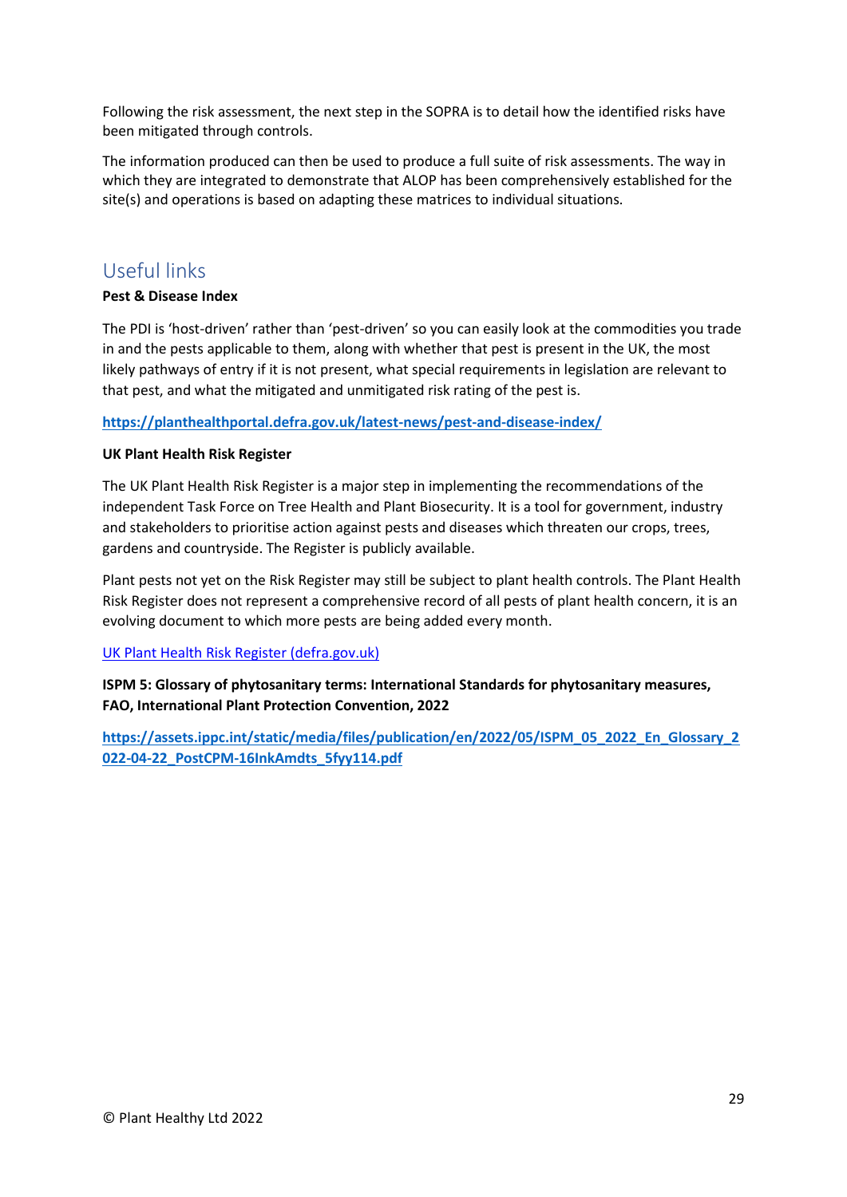Following the risk assessment, the next step in the SOPRA is to detail how the identified risks have been mitigated through controls.

The information produced can then be used to produce a full suite of risk assessments. The way in which they are integrated to demonstrate that ALOP has been comprehensively established for the site(s) and operations is based on adapting these matrices to individual situations.

## Useful links

**Pest & Disease Index**

The PDI is 'host-driven' rather than 'pest-driven' so you can easily look at the commodities you trade in and the pests applicable to them, along with whether that pest is present in the UK, the most likely pathways of entry if it is not present, what special requirements in legislation are relevant to that pest, and what the mitigated and unmitigated risk rating of the pest is.

**https://planthealthportal.defra.gov.uk/latest-news/pest-and-disease-index/**

**UK Plant Health Risk Register**

The UK Plant Health Risk Register is a major step in implementing the recommendations of the independent Task Force on Tree Health and Plant Biosecurity. It is a tool for government, industry and stakeholders to prioritise action against pests and diseases which threaten our crops, trees, gardens and countryside. The Register is publicly available.

Plant pests not yet on the Risk Register may still be subject to plant health controls. The Plant Health Risk Register does not represent a comprehensive record of all pests of plant health concern, it is an evolving document to which more pests are being added every month.

UK Plant Health Risk Register (defra.gov.uk)

**ISPM 5: Glossary of phytosanitary terms: International Standards for phytosanitary measures, FAO, International Plant Protection Convention, 2022**

**https://assets.ippc.int/static/media/files/publication/en/2022/05/ISPM_05_2022_En_Glossary_2022-04-22_PostCPM-16InkAmdts_5fyy114.pdf**

© Plant Healthy Ltd 2022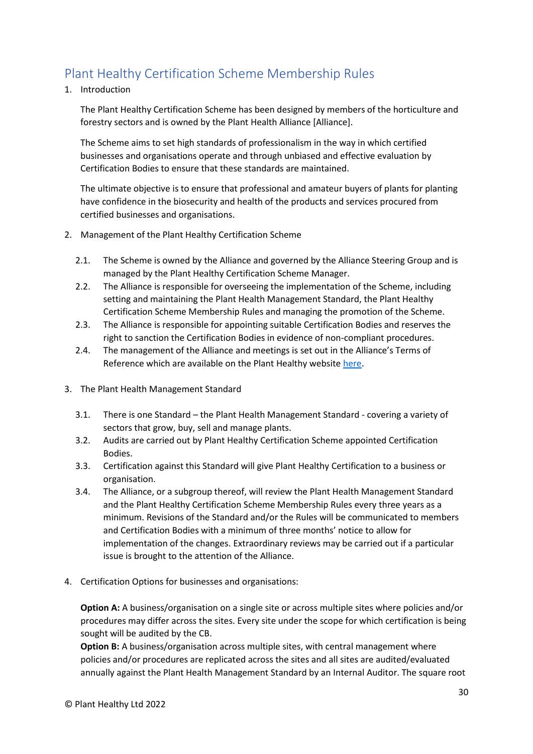# Plant Healthy Certification Scheme Membership Rules

1. Introduction

   The Plant Healthy Certification Scheme has been designed by members of the horticulture and forestry sectors and is owned by the Plant Health Alliance [Alliance].

   The Scheme aims to set high standards of professionalism in the way in which certified businesses and organisations operate and through unbiased and effective evaluation by Certification Bodies to ensure that these standards are maintained.

   The ultimate objective is to ensure that professional and amateur buyers of plants for planting have confidence in the biosecurity and health of the products and services procured from certified businesses and organisations.

2. Management of the Plant Healthy Certification Scheme

   2.1. The Scheme is owned by the Alliance and governed by the Alliance Steering Group and is managed by the Plant Healthy Certification Scheme Manager.

   2.2. The Alliance is responsible for overseeing the implementation of the Scheme, including setting and maintaining the Plant Health Management Standard, the Plant Healthy Certification Scheme Membership Rules and managing the promotion of the Scheme.

   2.3. The Alliance is responsible for appointing suitable Certification Bodies and reserves the right to sanction the Certification Bodies in evidence of non-compliant procedures.

   2.4. The management of the Alliance and meetings is set out in the Alliance's Terms of Reference which are available on the Plant Healthy website here.

3. The Plant Health Management Standard

   3.1. There is one Standard – the Plant Health Management Standard - covering a variety of sectors that grow, buy, sell and manage plants.

   3.2. Audits are carried out by Plant Healthy Certification Scheme appointed Certification Bodies.

   3.3. Certification against this Standard will give Plant Healthy Certification to a business or organisation.

   3.4. The Alliance, or a subgroup thereof, will review the Plant Health Management Standard and the Plant Healthy Certification Scheme Membership Rules every three years as a minimum. Revisions of the Standard and/or the Rules will be communicated to members and Certification Bodies with a minimum of three months' notice to allow for implementation of the changes. Extraordinary reviews may be carried out if a particular issue is brought to the attention of the Alliance.

4. Certification Options for businesses and organisations:

   **Option A:** A business/organisation on a single site or across multiple sites where policies and/or procedures may differ across the sites. Every site under the scope for which certification is being sought will be audited by the CB.
   **Option B:** A business/organisation across multiple sites, with central management where policies and/or procedures are replicated across the sites and all sites are audited/evaluated annually against the Plant Health Management Standard by an Internal Auditor. The square root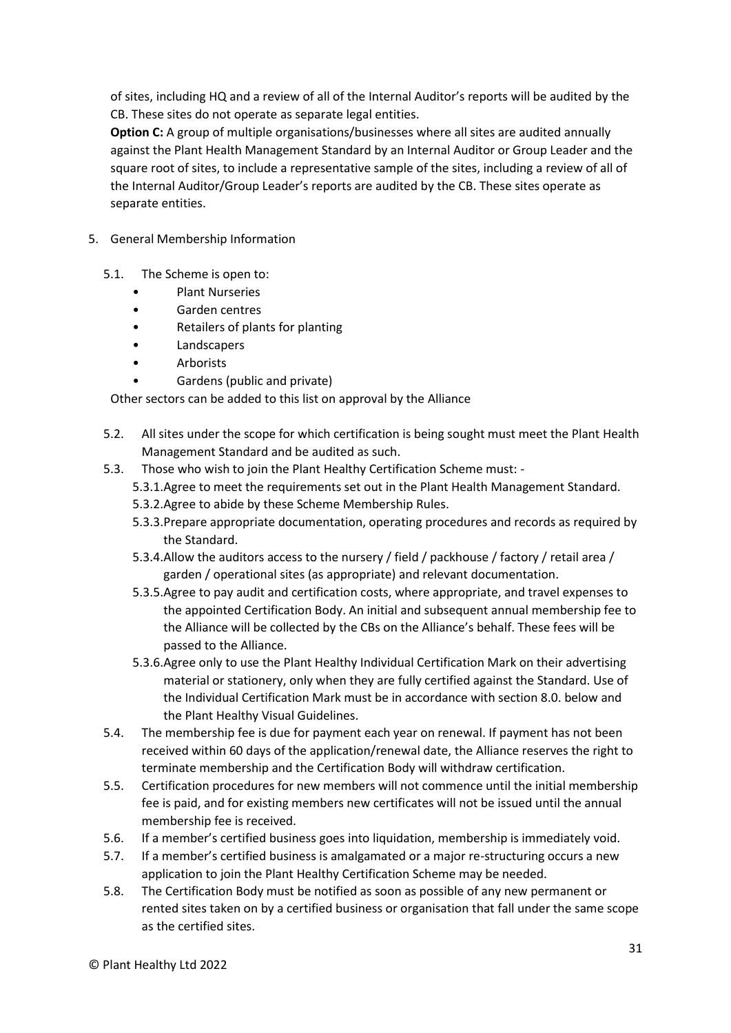of sites, including HQ and a review of all of the Internal Auditor's reports will be audited by the CB. These sites do not operate as separate legal entities.

**Option C:** A group of multiple organisations/businesses where all sites are audited annually against the Plant Health Management Standard by an Internal Auditor or Group Leader and the square root of sites, to include a representative sample of the sites, including a review of all of the Internal Auditor/Group Leader's reports are audited by the CB. These sites operate as separate entities.

5. General Membership Information

   5.1. The Scheme is open to:
   - Plant Nurseries
   - Garden centres
   - Retailers of plants for planting
   - Landscapers
   - Arborists
   - Gardens (public and private)

   Other sectors can be added to this list on approval by the Alliance

   5.2. All sites under the scope for which certification is being sought must meet the Plant Health Management Standard and be audited as such.

   5.3. Those who wish to join the Plant Healthy Certification Scheme must: -

   5.3.1. Agree to meet the requirements set out in the Plant Health Management Standard.

   5.3.2. Agree to abide by these Scheme Membership Rules.

   5.3.3. Prepare appropriate documentation, operating procedures and records as required by the Standard.

   5.3.4. Allow the auditors access to the nursery / field / packhouse / factory / retail area / garden / operational sites (as appropriate) and relevant documentation.

   5.3.5. Agree to pay audit and certification costs, where appropriate, and travel expenses to the appointed Certification Body. An initial and subsequent annual membership fee to the Alliance will be collected by the CBs on the Alliance's behalf. These fees will be passed to the Alliance.

   5.3.6. Agree only to use the Plant Healthy Individual Certification Mark on their advertising material or stationery, only when they are fully certified against the Standard. Use of the Individual Certification Mark must be in accordance with section 8.0. below and the Plant Healthy Visual Guidelines.

   5.4. The membership fee is due for payment each year on renewal. If payment has not been received within 60 days of the application/renewal date, the Alliance reserves the right to terminate membership and the Certification Body will withdraw certification.

   5.5. Certification procedures for new members will not commence until the initial membership fee is paid, and for existing members new certificates will not be issued until the annual membership fee is received.

   5.6. If a member's certified business goes into liquidation, membership is immediately void.

   5.7. If a member's certified business is amalgamated or a major re-structuring occurs a new application to join the Plant Healthy Certification Scheme may be needed.

   5.8. The Certification Body must be notified as soon as possible of any new permanent or rented sites taken on by a certified business or organisation that fall under the same scope as the certified sites.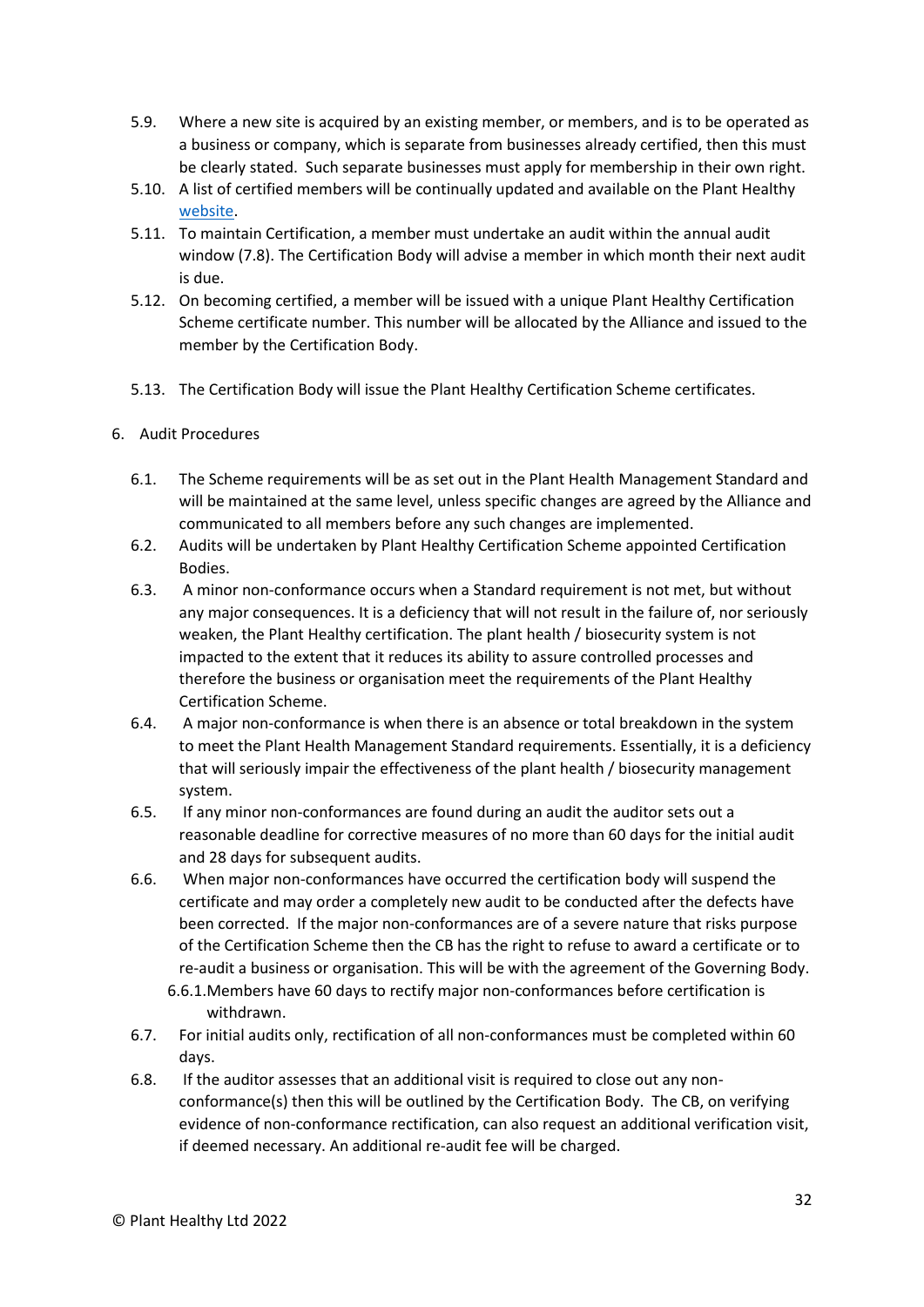5.9. Where a new site is acquired by an existing member, or members, and is to be operated as a business or company, which is separate from businesses already certified, then this must be clearly stated. Such separate businesses must apply for membership in their own right.

5.10. A list of certified members will be continually updated and available on the Plant Healthy [website](website).

5.11. To maintain Certification, a member must undertake an audit within the annual audit window (7.8). The Certification Body will advise a member in which month their next audit is due.

5.12. On becoming certified, a member will be issued with a unique Plant Healthy Certification Scheme certificate number. This number will be allocated by the Alliance and issued to the member by the Certification Body.

5.13. The Certification Body will issue the Plant Healthy Certification Scheme certificates.

6. Audit Procedures

6.1. The Scheme requirements will be as set out in the Plant Health Management Standard and will be maintained at the same level, unless specific changes are agreed by the Alliance and communicated to all members before any such changes are implemented.

6.2. Audits will be undertaken by Plant Healthy Certification Scheme appointed Certification Bodies.

6.3. A minor non-conformance occurs when a Standard requirement is not met, but without any major consequences. It is a deficiency that will not result in the failure of, nor seriously weaken, the Plant Healthy certification. The plant health / biosecurity system is not impacted to the extent that it reduces its ability to assure controlled processes and therefore the business or organisation meet the requirements of the Plant Healthy Certification Scheme.

6.4. A major non-conformance is when there is an absence or total breakdown in the system to meet the Plant Health Management Standard requirements. Essentially, it is a deficiency that will seriously impair the effectiveness of the plant health / biosecurity management system.

6.5. If any minor non-conformances are found during an audit the auditor sets out a reasonable deadline for corrective measures of no more than 60 days for the initial audit and 28 days for subsequent audits.

6.6. When major non-conformances have occurred the certification body will suspend the certificate and may order a completely new audit to be conducted after the defects have been corrected. If the major non-conformances are of a severe nature that risks purpose of the Certification Scheme then the CB has the right to refuse to award a certificate or to re-audit a business or organisation. This will be with the agreement of the Governing Body.

6.6.1. Members have 60 days to rectify major non-conformances before certification is withdrawn.

6.7. For initial audits only, rectification of all non-conformances must be completed within 60 days.

6.8. If the auditor assesses that an additional visit is required to close out any non-conformance(s) then this will be outlined by the Certification Body. The CB, on verifying evidence of non-conformance rectification, can also request an additional verification visit, if deemed necessary. An additional re-audit fee will be charged.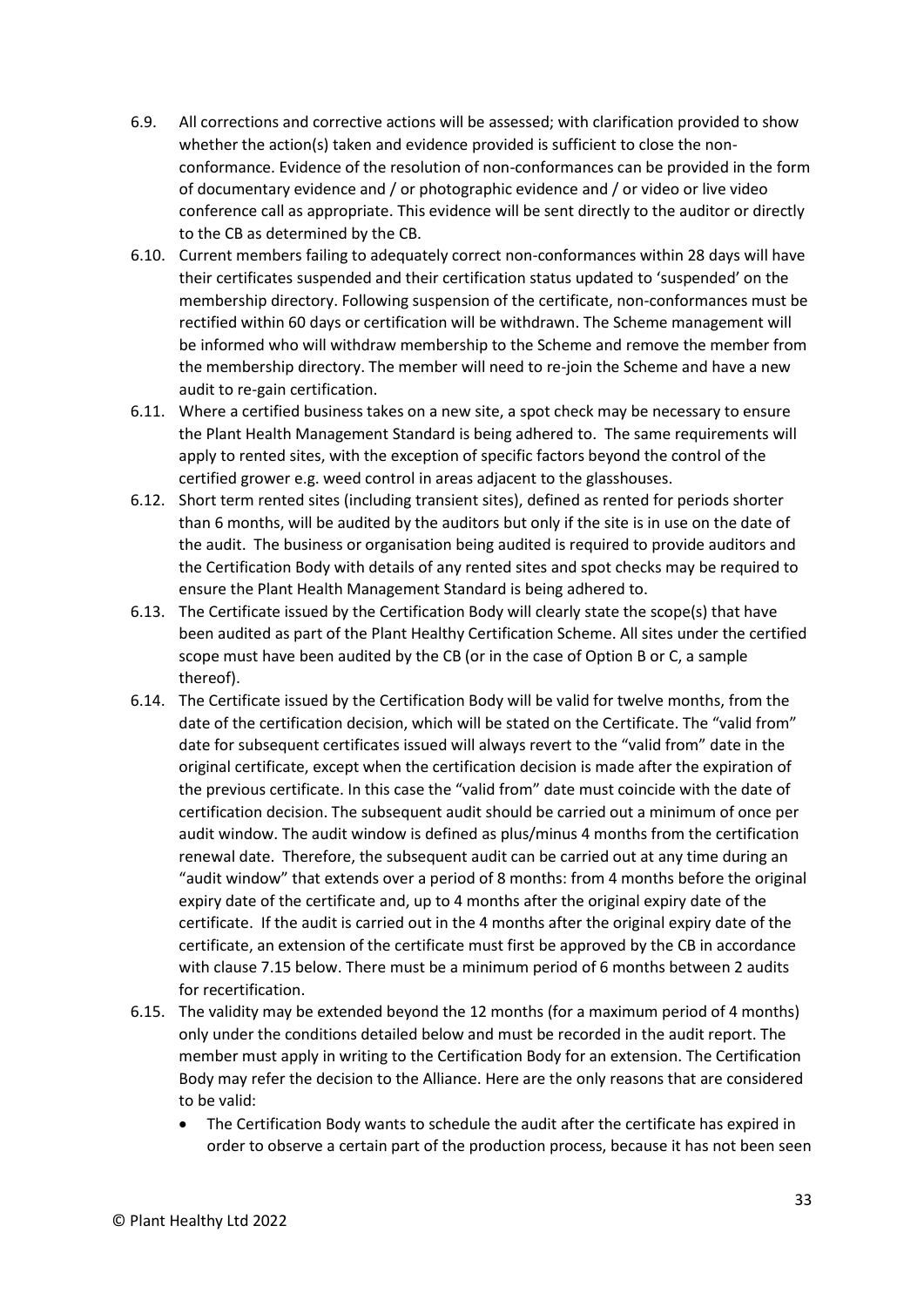6.9. All corrections and corrective actions will be assessed; with clarification provided to show whether the action(s) taken and evidence provided is sufficient to close the non-conformance. Evidence of the resolution of non-conformances can be provided in the form of documentary evidence and / or photographic evidence and / or video or live video conference call as appropriate. This evidence will be sent directly to the auditor or directly to the CB as determined by the CB.

6.10. Current members failing to adequately correct non-conformances within 28 days will have their certificates suspended and their certification status updated to 'suspended' on the membership directory. Following suspension of the certificate, non-conformances must be rectified within 60 days or certification will be withdrawn. The Scheme management will be informed who will withdraw membership to the Scheme and remove the member from the membership directory. The member will need to re-join the Scheme and have a new audit to re-gain certification.

6.11. Where a certified business takes on a new site, a spot check may be necessary to ensure the Plant Health Management Standard is being adhered to. The same requirements will apply to rented sites, with the exception of specific factors beyond the control of the certified grower e.g. weed control in areas adjacent to the glasshouses.

6.12. Short term rented sites (including transient sites), defined as rented for periods shorter than 6 months, will be audited by the auditors but only if the site is in use on the date of the audit. The business or organisation being audited is required to provide auditors and the Certification Body with details of any rented sites and spot checks may be required to ensure the Plant Health Management Standard is being adhered to.

6.13. The Certificate issued by the Certification Body will clearly state the scope(s) that have been audited as part of the Plant Healthy Certification Scheme. All sites under the certified scope must have been audited by the CB (or in the case of Option B or C, a sample thereof).

6.14. The Certificate issued by the Certification Body will be valid for twelve months, from the date of the certification decision, which will be stated on the Certificate. The "valid from" date for subsequent certificates issued will always revert to the "valid from" date in the original certificate, except when the certification decision is made after the expiration of the previous certificate. In this case the "valid from" date must coincide with the date of certification decision. The subsequent audit should be carried out a minimum of once per audit window. The audit window is defined as plus/minus 4 months from the certification renewal date. Therefore, the subsequent audit can be carried out at any time during an "audit window" that extends over a period of 8 months: from 4 months before the original expiry date of the certificate and, up to 4 months after the original expiry date of the certificate. If the audit is carried out in the 4 months after the original expiry date of the certificate, an extension of the certificate must first be approved by the CB in accordance with clause 7.15 below. There must be a minimum period of 6 months between 2 audits for recertification.

6.15. The validity may be extended beyond the 12 months (for a maximum period of 4 months) only under the conditions detailed below and must be recorded in the audit report. The member must apply in writing to the Certification Body for an extension. The Certification Body may refer the decision to the Alliance. Here are the only reasons that are considered to be valid:

- The Certification Body wants to schedule the audit after the certificate has expired in order to observe a certain part of the production process, because it has not been seen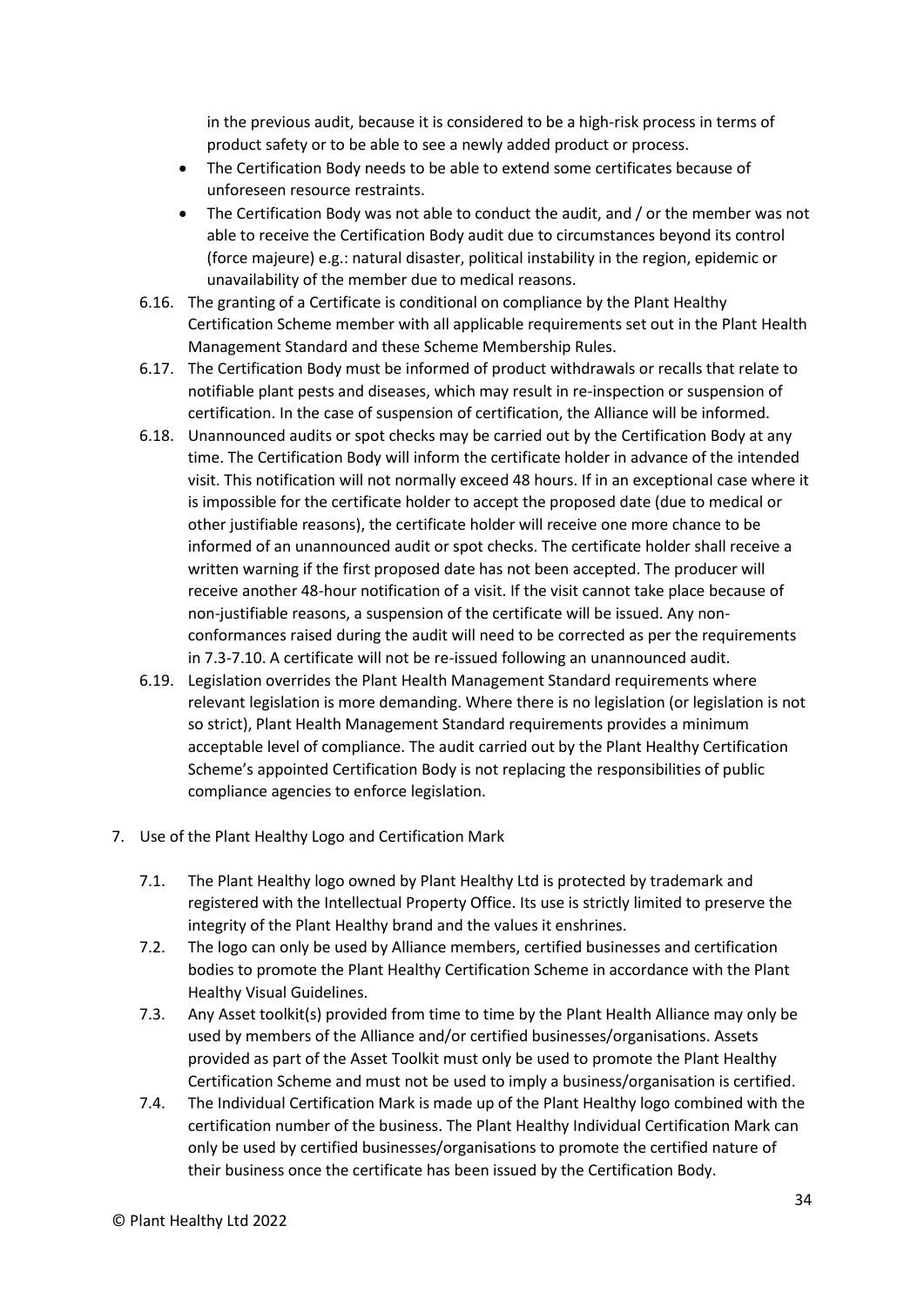in the previous audit, because it is considered to be a high-risk process in terms of product safety or to be able to see a newly added product or process.

- The Certification Body needs to be able to extend some certificates because of unforeseen resource restraints.
- The Certification Body was not able to conduct the audit, and / or the member was not able to receive the Certification Body audit due to circumstances beyond its control (force majeure) e.g.: natural disaster, political instability in the region, epidemic or unavailability of the member due to medical reasons.

6.16. The granting of a Certificate is conditional on compliance by the Plant Healthy Certification Scheme member with all applicable requirements set out in the Plant Health Management Standard and these Scheme Membership Rules.

6.17. The Certification Body must be informed of product withdrawals or recalls that relate to notifiable plant pests and diseases, which may result in re-inspection or suspension of certification. In the case of suspension of certification, the Alliance will be informed.

6.18. Unannounced audits or spot checks may be carried out by the Certification Body at any time. The Certification Body will inform the certificate holder in advance of the intended visit. This notification will not normally exceed 48 hours. If in an exceptional case where it is impossible for the certificate holder to accept the proposed date (due to medical or other justifiable reasons), the certificate holder will receive one more chance to be informed of an unannounced audit or spot checks. The certificate holder shall receive a written warning if the first proposed date has not been accepted. The producer will receive another 48-hour notification of a visit. If the visit cannot take place because of non-justifiable reasons, a suspension of the certificate will be issued. Any non-conformances raised during the audit will need to be corrected as per the requirements in 7.3-7.10. A certificate will not be re-issued following an unannounced audit.

6.19. Legislation overrides the Plant Health Management Standard requirements where relevant legislation is more demanding. Where there is no legislation (or legislation is not so strict), Plant Health Management Standard requirements provides a minimum acceptable level of compliance. The audit carried out by the Plant Healthy Certification Scheme's appointed Certification Body is not replacing the responsibilities of public compliance agencies to enforce legislation.

## 7. Use of the Plant Healthy Logo and Certification Mark

7.1. The Plant Healthy logo owned by Plant Healthy Ltd is protected by trademark and registered with the Intellectual Property Office. Its use is strictly limited to preserve the integrity of the Plant Healthy brand and the values it enshrines.

7.2. The logo can only be used by Alliance members, certified businesses and certification bodies to promote the Plant Healthy Certification Scheme in accordance with the Plant Healthy Visual Guidelines.

7.3. Any Asset toolkit(s) provided from time to time by the Plant Health Alliance may only be used by members of the Alliance and/or certified businesses/organisations. Assets provided as part of the Asset Toolkit must only be used to promote the Plant Healthy Certification Scheme and must not be used to imply a business/organisation is certified.

7.4. The Individual Certification Mark is made up of the Plant Healthy logo combined with the certification number of the business. The Plant Healthy Individual Certification Mark can only be used by certified businesses/organisations to promote the certified nature of their business once the certificate has been issued by the Certification Body.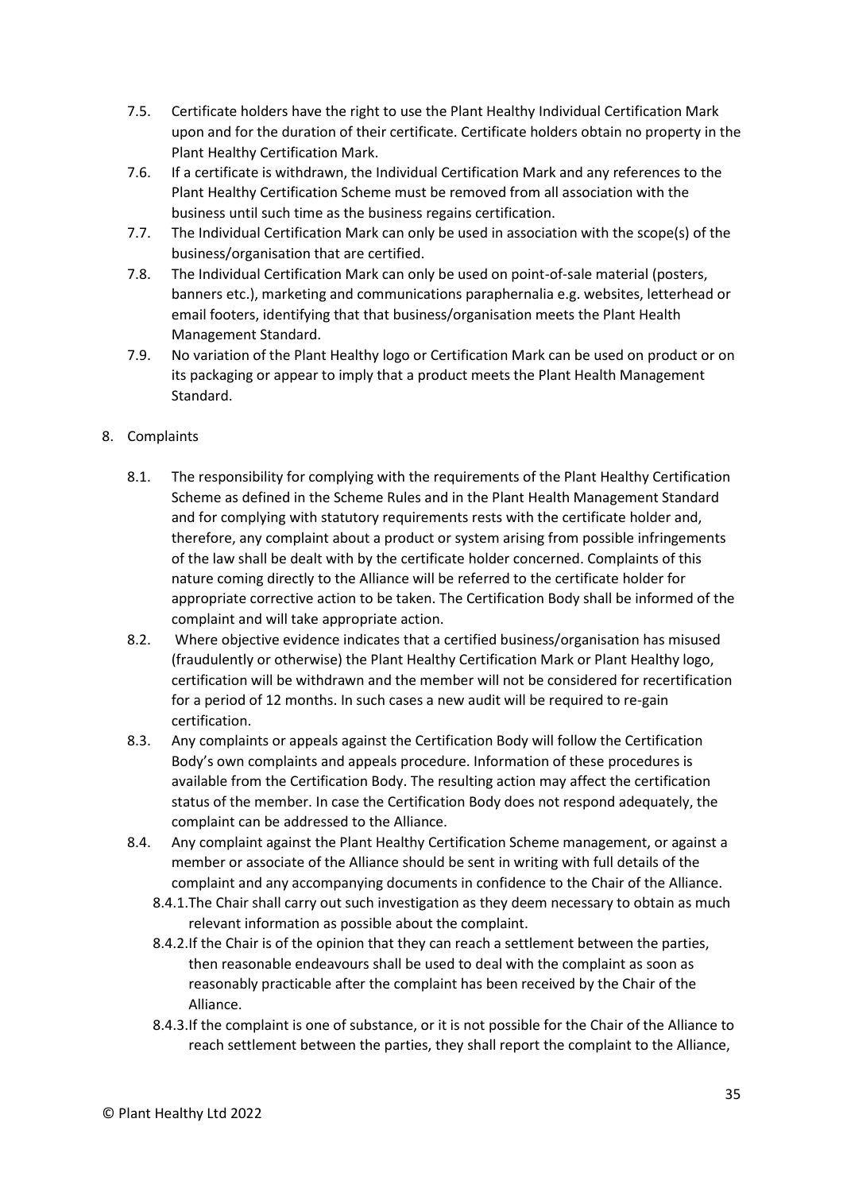7.5. Certificate holders have the right to use the Plant Healthy Individual Certification Mark upon and for the duration of their certificate. Certificate holders obtain no property in the Plant Healthy Certification Mark.

7.6. If a certificate is withdrawn, the Individual Certification Mark and any references to the Plant Healthy Certification Scheme must be removed from all association with the business until such time as the business regains certification.

7.7. The Individual Certification Mark can only be used in association with the scope(s) of the business/organisation that are certified.

7.8. The Individual Certification Mark can only be used on point-of-sale material (posters, banners etc.), marketing and communications paraphernalia e.g. websites, letterhead or email footers, identifying that that business/organisation meets the Plant Health Management Standard.

7.9. No variation of the Plant Healthy logo or Certification Mark can be used on product or on its packaging or appear to imply that a product meets the Plant Health Management Standard.

8. Complaints

8.1. The responsibility for complying with the requirements of the Plant Healthy Certification Scheme as defined in the Scheme Rules and in the Plant Health Management Standard and for complying with statutory requirements rests with the certificate holder and, therefore, any complaint about a product or system arising from possible infringements of the law shall be dealt with by the certificate holder concerned. Complaints of this nature coming directly to the Alliance will be referred to the certificate holder for appropriate corrective action to be taken. The Certification Body shall be informed of the complaint and will take appropriate action.

8.2. Where objective evidence indicates that a certified business/organisation has misused (fraudulently or otherwise) the Plant Healthy Certification Mark or Plant Healthy logo, certification will be withdrawn and the member will not be considered for recertification for a period of 12 months. In such cases a new audit will be required to re-gain certification.

8.3. Any complaints or appeals against the Certification Body will follow the Certification Body's own complaints and appeals procedure. Information of these procedures is available from the Certification Body. The resulting action may affect the certification status of the member. In case the Certification Body does not respond adequately, the complaint can be addressed to the Alliance.

8.4. Any complaint against the Plant Healthy Certification Scheme management, or against a member or associate of the Alliance should be sent in writing with full details of the complaint and any accompanying documents in confidence to the Chair of the Alliance.

8.4.1. The Chair shall carry out such investigation as they deem necessary to obtain as much relevant information as possible about the complaint.

8.4.2. If the Chair is of the opinion that they can reach a settlement between the parties, then reasonable endeavours shall be used to deal with the complaint as soon as reasonably practicable after the complaint has been received by the Chair of the Alliance.

8.4.3. If the complaint is one of substance, or it is not possible for the Chair of the Alliance to reach settlement between the parties, they shall report the complaint to the Alliance,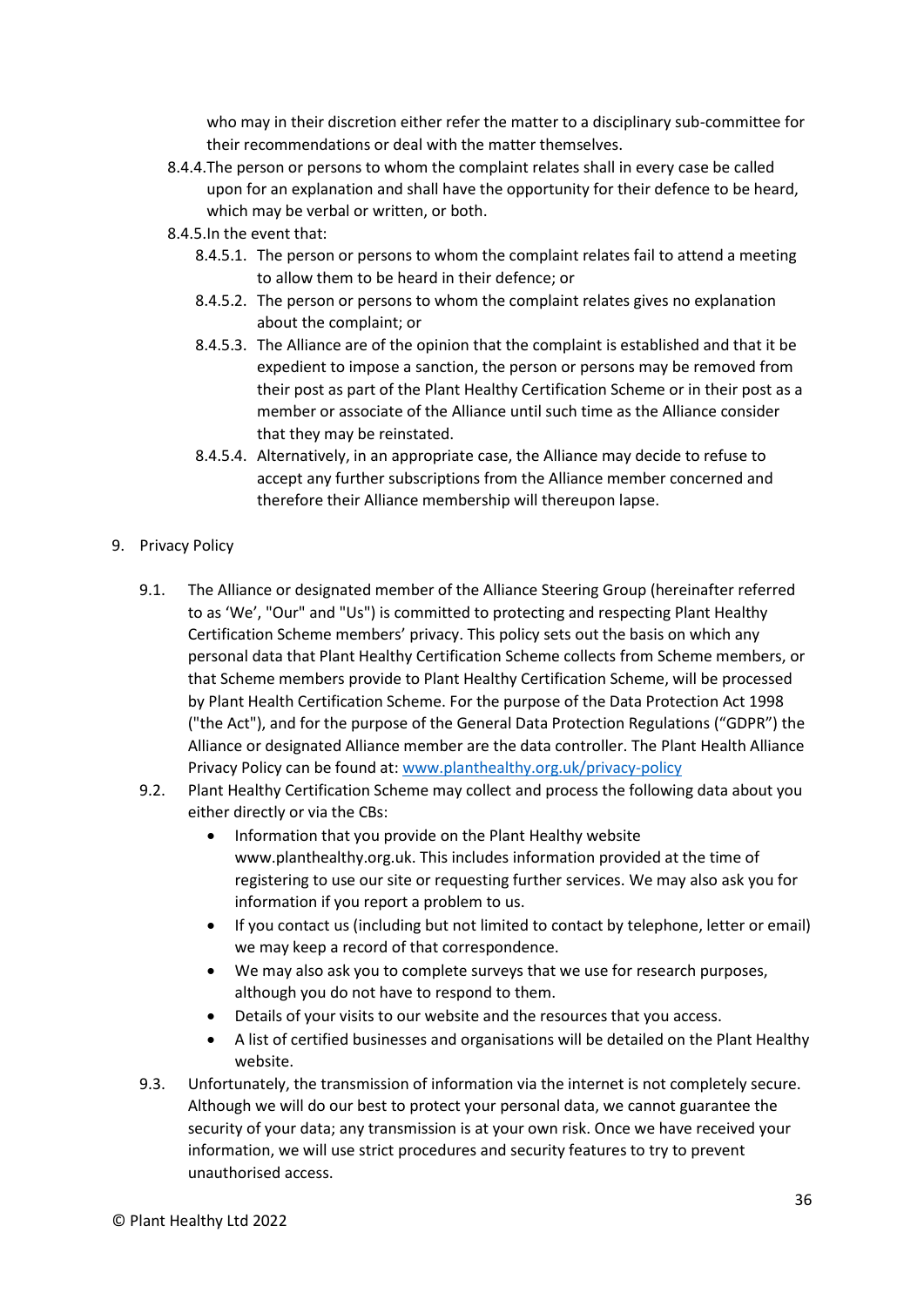who may in their discretion either refer the matter to a disciplinary sub-committee for their recommendations or deal with the matter themselves.

8.4.4. The person or persons to whom the complaint relates shall in every case be called upon for an explanation and shall have the opportunity for their defence to be heard, which may be verbal or written, or both.

8.4.5. In the event that:

8.4.5.1. The person or persons to whom the complaint relates fail to attend a meeting to allow them to be heard in their defence; or

8.4.5.2. The person or persons to whom the complaint relates gives no explanation about the complaint; or

8.4.5.3. The Alliance are of the opinion that the complaint is established and that it be expedient to impose a sanction, the person or persons may be removed from their post as part of the Plant Healthy Certification Scheme or in their post as a member or associate of the Alliance until such time as the Alliance consider that they may be reinstated.

8.4.5.4. Alternatively, in an appropriate case, the Alliance may decide to refuse to accept any further subscriptions from the Alliance member concerned and therefore their Alliance membership will thereupon lapse.

9. Privacy Policy

9.1. The Alliance or designated member of the Alliance Steering Group (hereinafter referred to as 'We', "Our" and "Us") is committed to protecting and respecting Plant Healthy Certification Scheme members' privacy. This policy sets out the basis on which any personal data that Plant Healthy Certification Scheme collects from Scheme members, or that Scheme members provide to Plant Healthy Certification Scheme, will be processed by Plant Health Certification Scheme. For the purpose of the Data Protection Act 1998 ("the Act"), and for the purpose of the General Data Protection Regulations ("GDPR") the Alliance or designated Alliance member are the data controller. The Plant Health Alliance Privacy Policy can be found at: [www.planthealthy.org.uk/privacy-policy](www.planthealthy.org.uk/privacy-policy)

9.2. Plant Healthy Certification Scheme may collect and process the following data about you either directly or via the CBs:

- Information that you provide on the Plant Healthy website www.planthealthy.org.uk. This includes information provided at the time of registering to use our site or requesting further services. We may also ask you for information if you report a problem to us.
- If you contact us (including but not limited to contact by telephone, letter or email) we may keep a record of that correspondence.
- We may also ask you to complete surveys that we use for research purposes, although you do not have to respond to them.
- Details of your visits to our website and the resources that you access.
- A list of certified businesses and organisations will be detailed on the Plant Healthy website.

9.3. Unfortunately, the transmission of information via the internet is not completely secure. Although we will do our best to protect your personal data, we cannot guarantee the security of your data; any transmission is at your own risk. Once we have received your information, we will use strict procedures and security features to try to prevent unauthorised access.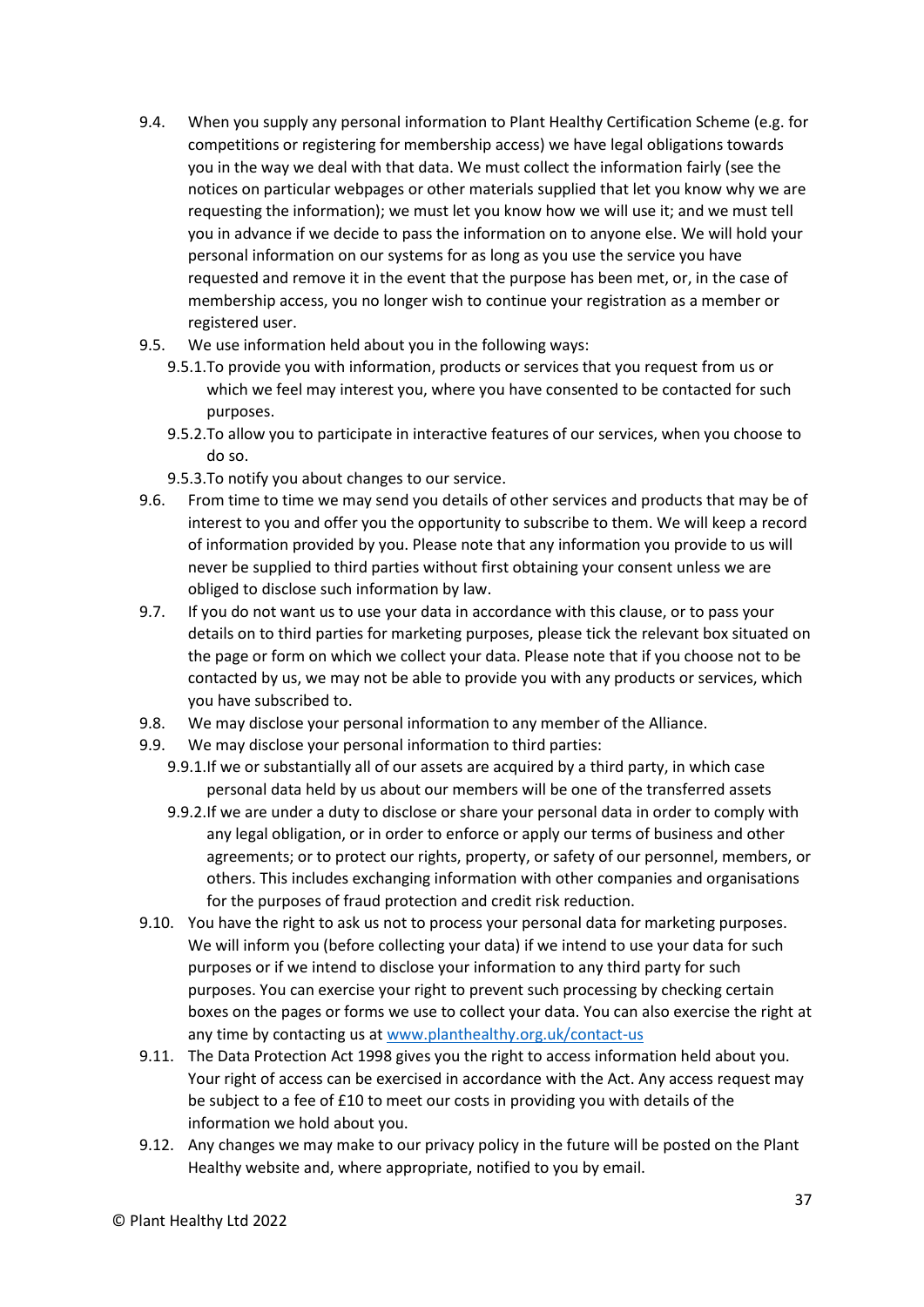9.4. When you supply any personal information to Plant Healthy Certification Scheme (e.g. for competitions or registering for membership access) we have legal obligations towards you in the way we deal with that data. We must collect the information fairly (see the notices on particular webpages or other materials supplied that let you know why we are requesting the information); we must let you know how we will use it; and we must tell you in advance if we decide to pass the information on to anyone else. We will hold your personal information on our systems for as long as you use the service you have requested and remove it in the event that the purpose has been met, or, in the case of membership access, you no longer wish to continue your registration as a member or registered user.

9.5. We use information held about you in the following ways:

  9.5.1. To provide you with information, products or services that you request from us or which we feel may interest you, where you have consented to be contacted for such purposes.

  9.5.2. To allow you to participate in interactive features of our services, when you choose to do so.

  9.5.3. To notify you about changes to our service.

9.6. From time to time we may send you details of other services and products that may be of interest to you and offer you the opportunity to subscribe to them. We will keep a record of information provided by you. Please note that any information you provide to us will never be supplied to third parties without first obtaining your consent unless we are obliged to disclose such information by law.

9.7. If you do not want us to use your data in accordance with this clause, or to pass your details on to third parties for marketing purposes, please tick the relevant box situated on the page or form on which we collect your data. Please note that if you choose not to be contacted by us, we may not be able to provide you with any products or services, which you have subscribed to.

9.8. We may disclose your personal information to any member of the Alliance.

9.9. We may disclose your personal information to third parties:

  9.9.1. If we or substantially all of our assets are acquired by a third party, in which case personal data held by us about our members will be one of the transferred assets

  9.9.2. If we are under a duty to disclose or share your personal data in order to comply with any legal obligation, or in order to enforce or apply our terms of business and other agreements; or to protect our rights, property, or safety of our personnel, members, or others. This includes exchanging information with other companies and organisations for the purposes of fraud protection and credit risk reduction.

9.10. You have the right to ask us not to process your personal data for marketing purposes. We will inform you (before collecting your data) if we intend to use your data for such purposes or if we intend to disclose your information to any third party for such purposes. You can exercise your right to prevent such processing by checking certain boxes on the pages or forms we use to collect your data. You can also exercise the right at any time by contacting us at [www.planthealthy.org.uk/contact-us](http://www.planthealthy.org.uk/contact-us)

9.11. The Data Protection Act 1998 gives you the right to access information held about you. Your right of access can be exercised in accordance with the Act. Any access request may be subject to a fee of £10 to meet our costs in providing you with details of the information we hold about you.

9.12. Any changes we may make to our privacy policy in the future will be posted on the Plant Healthy website and, where appropriate, notified to you by email.

© Plant Healthy Ltd 2022